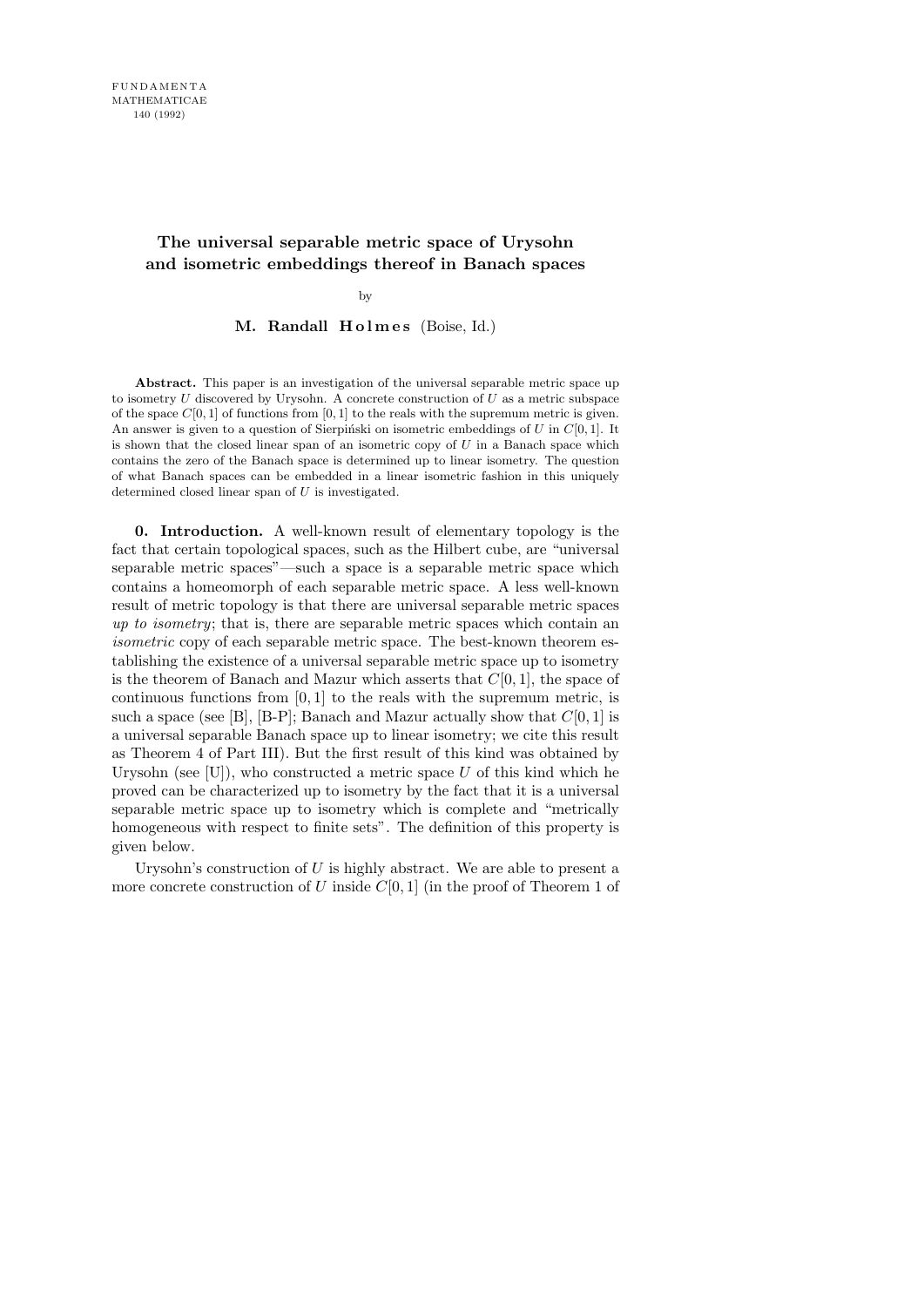# The universal separable metric space of Urysohn and isometric embeddings thereof in Banach spaces

by

**M. Randall Holmes** (Boise, Id.)

**Abstract.** This paper is an investigation of the universal separable metric space up to isometry $U$ discovered by Urysohn. A concrete construction of $U$ as a metric subspace of the space $C[0,1]$ of functions from $[0,1]$ to the reals with the supremum metric is given. An answer is given to a question of Sierpiński on isometric embeddings of $U$ in $C[0,1]$. It is shown that the closed linear span of an isometric copy of $U$ in a Banach space which contains the zero of the Banach space is determined up to linear isometry. The question of what Banach spaces can be embedded in a linear isometric fashion in this uniquely determined closed linear span of $U$ is investigated.

**0. Introduction.** A well-known result of elementary topology is the fact that certain topological spaces, such as the Hilbert cube, are "universal separable metric spaces"—such a space is a separable metric space which contains a homeomorph of each separable metric space. A less well-known result of metric topology is that there are universal separable metric spaces *up to isometry*; that is, there are separable metric spaces which contain an *isometric* copy of each separable metric space. The best-known theorem establishing the existence of a universal separable metric space up to isometry is the theorem of Banach and Mazur which asserts that $C[0,1]$, the space of continuous functions from $[0,1]$ to the reals with the supremum metric, is such a space (see [B], [B-P]; Banach and Mazur actually show that $C[0,1]$ is a universal separable Banach space up to linear isometry; we cite this result as Theorem 4 of Part III). But the first result of this kind was obtained by Urysohn (see [U]), who constructed a metric space $U$ of this kind which he proved can be characterized up to isometry by the fact that it is a universal separable metric space up to isometry which is complete and "metrically homogeneous with respect to finite sets". The definition of this property is given below.

Urysohn's construction of $U$ is highly abstract. We are able to present a more concrete construction of $U$ inside $C[0,1]$ (in the proof of Theorem 1 of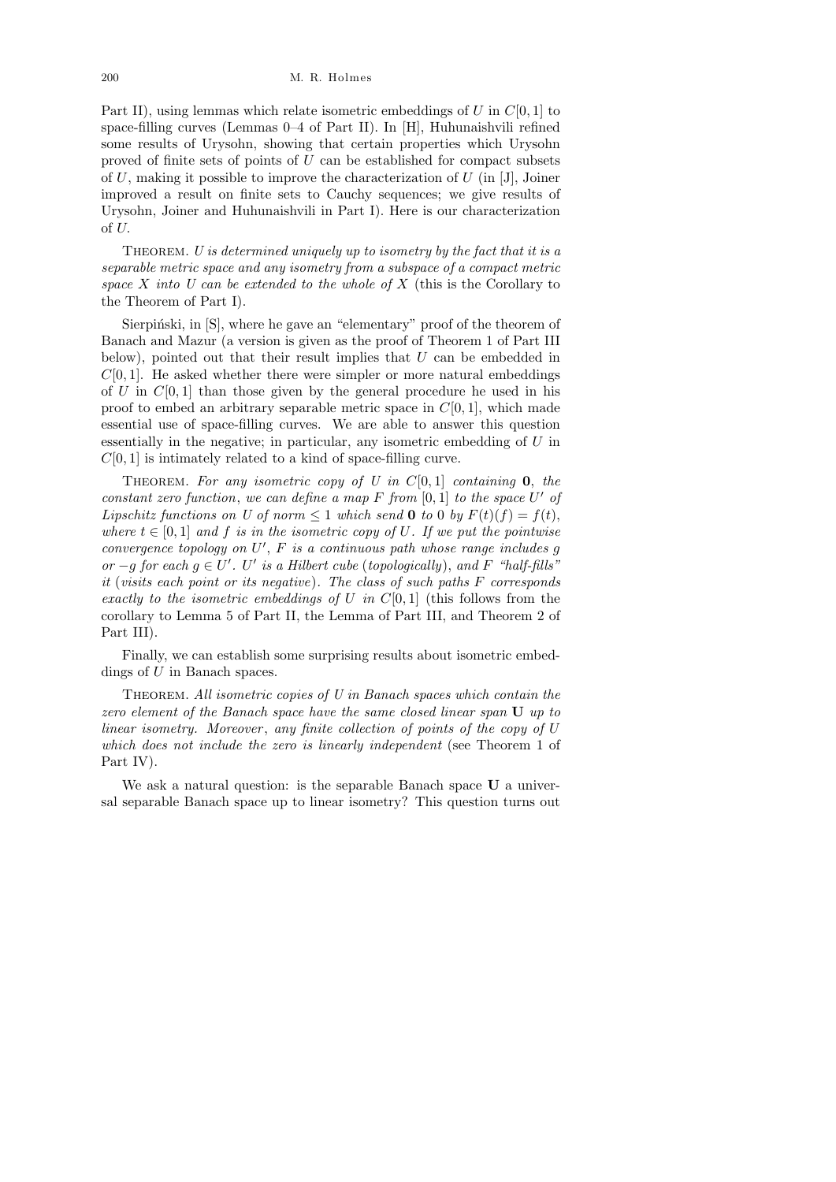Part II), using lemmas which relate isometric embeddings of $U$ in $C[0,1]$ to space-filling curves (Lemmas 0–4 of Part II). In [H], Huhunaishvili refined some results of Urysohn, showing that certain properties which Urysohn proved of finite sets of points of $U$ can be established for compact subsets of $U$, making it possible to improve the characterization of $U$ (in [J], Joiner improved a result on finite sets to Cauchy sequences; we give results of Urysohn, Joiner and Huhunaishvili in Part I). Here is our characterization of $U$.

Theorem. *$U$ is determined uniquely up to isometry by the fact that it is a separable metric space and any isometry from a subspace of a compact metric space $X$ into $U$ can be extended to the whole of $X$* (this is the Corollary to the Theorem of Part I).

Sierpiński, in [S], where he gave an "elementary" proof of the theorem of Banach and Mazur (a version is given as the proof of Theorem 1 of Part III below), pointed out that their result implies that $U$ can be embedded in $C[0,1]$. He asked whether there were simpler or more natural embeddings of $U$ in $C[0,1]$ than those given by the general procedure he used in his proof to embed an arbitrary separable metric space in $C[0,1]$, which made essential use of space-filling curves. We are able to answer this question essentially in the negative; in particular, any isometric embedding of $U$ in $C[0,1]$ is intimately related to a kind of space-filling curve.

Theorem. *For any isometric copy of $U$ in $C[0,1]$ containing $\mathbf{0}$, the constant zero function, we can define a map $F$ from $[0,1]$ to the space $U'$ of Lipschitz functions on $U$ of norm $\leq 1$ which send $\mathbf{0}$ to $0$ by $F(t)(f) = f(t)$, where $t \in [0,1]$ and $f$ is in the isometric copy of $U$. If we put the pointwise convergence topology on $U'$, $F$ is a continuous path whose range includes $g$ or $-g$ for each $g \in U'$. $U'$ is a Hilbert cube* (*topologically*), *and $F$ "half-fills" it* (*visits each point or its negative*). *The class of such paths $F$ corresponds exactly to the isometric embeddings of $U$ in $C[0,1]$* (this follows from the corollary to Lemma 5 of Part II, the Lemma of Part III, and Theorem 2 of Part III).

Finally, we can establish some surprising results about isometric embeddings of $U$ in Banach spaces.

Theorem. *All isometric copies of $U$ in Banach spaces which contain the zero element of the Banach space have the same closed linear span* $\mathbf{U}$ *up to linear isometry. Moreover*, *any finite collection of points of the copy of $U$ which does not include the zero is linearly independent* (see Theorem 1 of Part IV).

We ask a natural question: is the separable Banach space $\mathbf{U}$ a universal separable Banach space up to linear isometry? This question turns out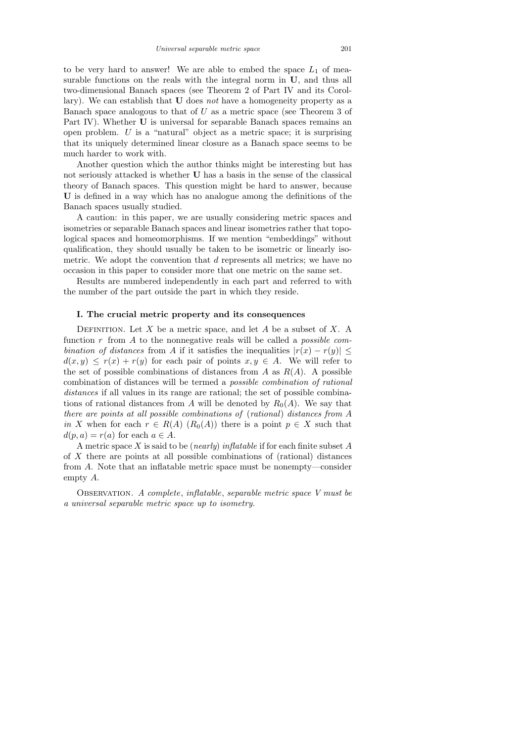to be very hard to answer! We are able to embed the space $L_1$ of measurable functions on the reals with the integral norm in **U**, and thus all two-dimensional Banach spaces (see Theorem 2 of Part IV and its Corollary). We can establish that **U** does *not* have a homogeneity property as a Banach space analogous to that of $U$ as a metric space (see Theorem 3 of Part IV). Whether **U** is universal for separable Banach spaces remains an open problem. $U$ is a "natural" object as a metric space; it is surprising that its uniquely determined linear closure as a Banach space seems to be much harder to work with.

Another question which the author thinks might be interesting but has not seriously attacked is whether **U** has a basis in the sense of the classical theory of Banach spaces. This question might be hard to answer, because **U** is defined in a way which has no analogue among the definitions of the Banach spaces usually studied.

A caution: in this paper, we are usually considering metric spaces and isometries or separable Banach spaces and linear isometries rather that topological spaces and homeomorphisms. If we mention "embeddings" without qualification, they should usually be taken to be isometric or linearly isometric. We adopt the convention that $d$ represents all metrics; we have no occasion in this paper to consider more that one metric on the same set.

Results are numbered independently in each part and referred to with the number of the part outside the part in which they reside.

## I. The crucial metric property and its consequences

Definition. Let $X$ be a metric space, and let $A$ be a subset of $X$. A function $r$ from $A$ to the nonnegative reals will be called a *possible combination of distances* from $A$ if it satisfies the inequalities $|r(x) - r(y)| \leq d(x, y) \leq r(x) + r(y)$ for each pair of points $x, y \in A$. We will refer to the set of possible combinations of distances from $A$ as $R(A)$. A possible combination of distances will be termed a *possible combination of rational distances* if all values in its range are rational; the set of possible combinations of rational distances from $A$ will be denoted by $R_0(A)$. We say that *there are points at all possible combinations of* (*rational*) *distances from* $A$ *in* $X$ when for each $r \in R(A)$ ($R_0(A)$) there is a point $p \in X$ such that $d(p, a) = r(a)$ for each $a \in A$.

A metric space $X$ is said to be (*nearly*) *inflatable* if for each finite subset $A$ of $X$ there are points at all possible combinations of (rational) distances from $A$. Note that an inflatable metric space must be nonempty—consider empty $A$.

Observation. *A complete*, *inflatable*, *separable metric space* $V$ *must be a universal separable metric space up to isometry.*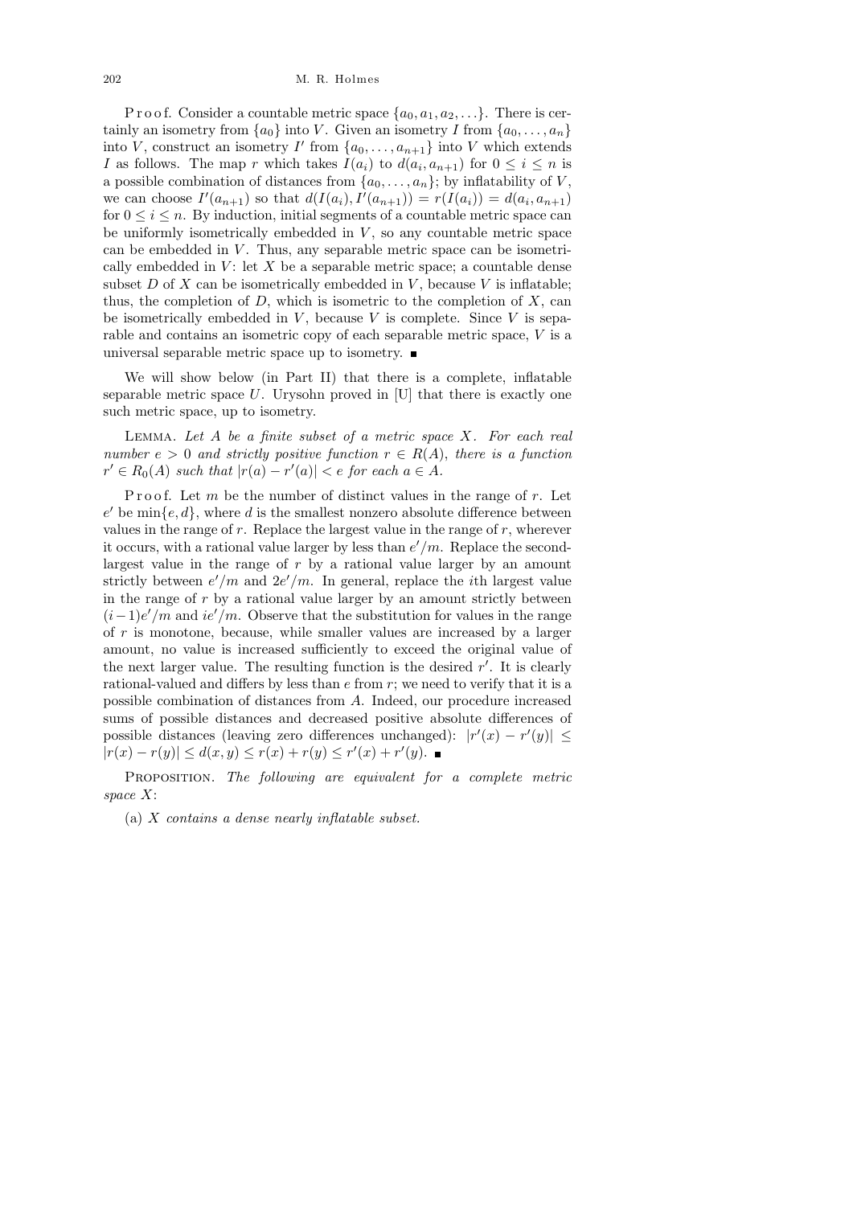Proof. Consider a countable metric space $\{a_0, a_1, a_2, \ldots\}$. There is certainly an isometry from $\{a_0\}$ into $V$. Given an isometry $I$ from $\{a_0, \ldots, a_n\}$ into $V$, construct an isometry $I'$ from $\{a_0, \ldots, a_{n+1}\}$ into $V$ which extends $I$ as follows. The map $r$ which takes $I(a_i)$ to $d(a_i, a_{n+1})$ for $0 \le i \le n$ is a possible combination of distances from $\{a_0, \ldots, a_n\}$; by inflatability of $V$, we can choose $I'(a_{n+1})$ so that $d(I(a_i), I'(a_{n+1})) = r(I(a_i)) = d(a_i, a_{n+1})$ for $0 \le i \le n$. By induction, initial segments of a countable metric space can be uniformly isometrically embedded in $V$, so any countable metric space can be embedded in $V$. Thus, any separable metric space can be isometrically embedded in $V$: let $X$ be a separable metric space; a countable dense subset $D$ of $X$ can be isometrically embedded in $V$, because $V$ is inflatable; thus, the completion of $D$, which is isometric to the completion of $X$, can be isometrically embedded in $V$, because $V$ is complete. Since $V$ is separable and contains an isometric copy of each separable metric space, $V$ is a universal separable metric space up to isometry. ■

We will show below (in Part II) that there is a complete, inflatable separable metric space $U$. Urysohn proved in [U] that there is exactly one such metric space, up to isometry.

Lemma. *Let $A$ be a finite subset of a metric space $X$. For each real number $e > 0$ and strictly positive function $r \in R(A)$, there is a function $r' \in R_0(A)$ such that $|r(a) - r'(a)| < e$ for each $a \in A$.*

Proof. Let $m$ be the number of distinct values in the range of $r$. Let $e'$ be $\min\{e, d\}$, where $d$ is the smallest nonzero absolute difference between values in the range of $r$. Replace the largest value in the range of $r$, wherever it occurs, with a rational value larger by less than $e'/m$. Replace the second-largest value in the range of $r$ by a rational value larger by an amount strictly between $e'/m$ and $2e'/m$. In general, replace the $i$th largest value in the range of $r$ by a rational value larger by an amount strictly between $(i-1)e'/m$ and $ie'/m$. Observe that the substitution for values in the range of $r$ is monotone, because, while smaller values are increased by a larger amount, no value is increased sufficiently to exceed the original value of the next larger value. The resulting function is the desired $r'$. It is clearly rational-valued and differs by less than $e$ from $r$; we need to verify that it is a possible combination of distances from $A$. Indeed, our procedure increased sums of possible distances and decreased positive absolute differences of possible distances (leaving zero differences unchanged): $|r'(x) - r'(y)| \le |r(x) - r(y)| \le d(x, y) \le r(x) + r(y) \le r'(x) + r'(y)$. ■

Proposition. *The following are equivalent for a complete metric space $X$:*

(a) *$X$ contains a dense nearly inflatable subset.*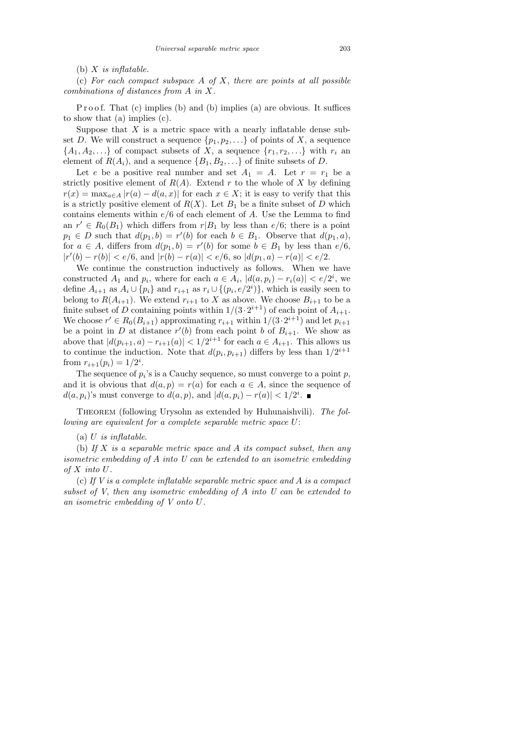(b) *X is inflatable.*

(c) *For each compact subspace A of X, there are points at all possible combinations of distances from A in X.*

Proof. That (c) implies (b) and (b) implies (a) are obvious. It suffices to show that (a) implies (c).

Suppose that $X$ is a metric space with a nearly inflatable dense subset $D$. We will construct a sequence $\{p_1, p_2, \ldots\}$ of points of $X$, a sequence $\{A_1, A_2, \ldots\}$ of compact subsets of $X$, a sequence $\{r_1, r_2, \ldots\}$ with $r_i$ an element of $R(A_i)$, and a sequence $\{B_1, B_2, \ldots\}$ of finite subsets of $D$.

Let $e$ be a positive real number and set $A_1 = A$. Let $r = r_1$ be a strictly positive element of $R(A)$. Extend $r$ to the whole of $X$ by defining $r(x) = \max_{a\in A} |r(a) - d(a, x)|$ for each $x \in X$; it is easy to verify that this is a strictly positive element of $R(X)$. Let $B_1$ be a finite subset of $D$ which contains elements within $e/6$ of each element of $A$. Use the Lemma to find an $r' \in R_0(B_1)$ which differs from $r|B_1$ by less than $e/6$; there is a point $p_1 \in D$ such that $d(p_1, b) = r'(b)$ for each $b \in B_1$. Observe that $d(p_1, a)$, for $a \in A$, differs from $d(p_1, b) = r'(b)$ for some $b \in B_1$ by less than $e/6$, $|r'(b) - r(b)| < e/6$, and $|r(b) - r(a)| < e/6$, so $|d(p_1, a) - r(a)| < e/2$.

We continue the construction inductively as follows. When we have constructed $A_1$ and $p_i$, where for each $a \in A_i$, $|d(a, p_i) - r_i(a)| < e/2^i$, we define $A_{i+1}$ as $A_i \cup \{p_i\}$ and $r_{i+1}$ as $r_i \cup \{(p_i, e/2^i)\}$, which is easily seen to belong to $R(A_{i+1})$. We extend $r_{i+1}$ to $X$ as above. We choose $B_{i+1}$ to be a finite subset of $D$ containing points within $1/(3\cdot 2^{i+1})$ of each point of $A_{i+1}$. We choose $r' \in R_0(B_{i+1})$ approximating $r_{i+1}$ within $1/(3\cdot 2^{i+1})$ and let $p_{i+1}$ be a point in $D$ at distance $r'(b)$ from each point $b$ of $B_{i+1}$. We show as above that $|d(p_{i+1}, a) - r_{i+1}(a)| < 1/2^{i+1}$ for each $a \in A_{i+1}$. This allows us to continue the induction. Note that $d(p_i, p_{i+1})$ differs by less than $1/2^{i+1}$ from $r_{i+1}(p_i) = 1/2^i$.

The sequence of $p_i$'s is a Cauchy sequence, so must converge to a point $p$, and it is obvious that $d(a, p) = r(a)$ for each $a \in A$, since the sequence of $d(a, p_i)$'s must converge to $d(a, p)$, and $|d(a, p_i) - r(a)| < 1/2^i$. ∎

Theorem (following Urysohn as extended by Huhunaishvili). *The following are equivalent for a complete separable metric space U*:

(a) *U is inflatable.*

(b) *If X is a separable metric space and A its compact subset, then any isometric embedding of A into U can be extended to an isometric embedding of X into U.*

(c) *If V is a complete inflatable separable metric space and A is a compact subset of V, then any isometric embedding of A into U can be extended to an isometric embedding of V onto U.*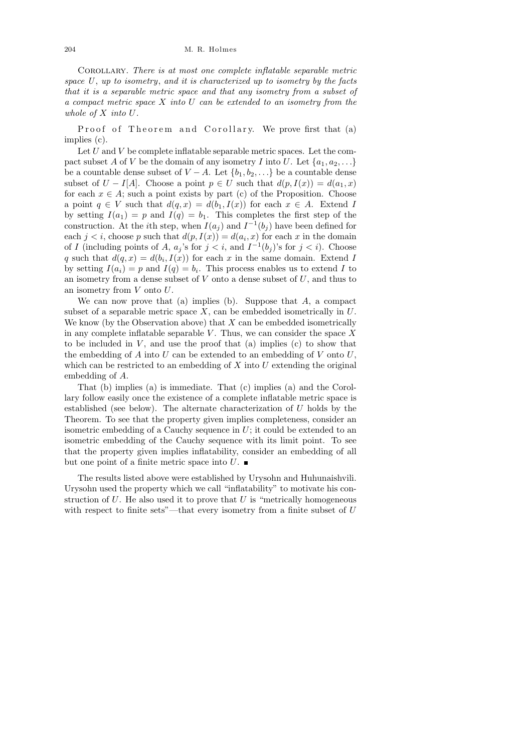Corollary. *There is at most one complete inflatable separable metric space $U$, up to isometry, and it is characterized up to isometry by the facts that it is a separable metric space and that any isometry from a subset of a compact metric space $X$ into $U$ can be extended to an isometry from the whole of $X$ into $U$.*

Proof of Theorem and Corollary. We prove first that (a) implies (c).

Let $U$ and $V$ be complete inflatable separable metric spaces. Let the compact subset $A$ of $V$ be the domain of any isometry $I$ into $U$. Let $\{a_1, a_2, \ldots\}$ be a countable dense subset of $V - A$. Let $\{b_1, b_2, \ldots\}$ be a countable dense subset of $U - I[A]$. Choose a point $p \in U$ such that $d(p, I(x)) = d(a_1, x)$ for each $x \in A$; such a point exists by part (c) of the Proposition. Choose a point $q \in V$ such that $d(q, x) = d(b_1, I(x))$ for each $x \in A$. Extend $I$ by setting $I(a_1) = p$ and $I(q) = b_1$. This completes the first step of the construction. At the $i$th step, when $I(a_j)$ and $I^{-1}(b_j)$ have been defined for each $j < i$, choose $p$ such that $d(p, I(x)) = d(a_i, x)$ for each $x$ in the domain of $I$ (including points of $A$, $a_j$'s for $j < i$, and $I^{-1}(b_j)$'s for $j < i$). Choose $q$ such that $d(q, x) = d(b_i, I(x))$ for each $x$ in the same domain. Extend $I$ by setting $I(a_i) = p$ and $I(q) = b_i$. This process enables us to extend $I$ to an isometry from a dense subset of $V$ onto a dense subset of $U$, and thus to an isometry from $V$ onto $U$.

We can now prove that (a) implies (b). Suppose that $A$, a compact subset of a separable metric space $X$, can be embedded isometrically in $U$. We know (by the Observation above) that $X$ can be embedded isometrically in any complete inflatable separable $V$. Thus, we can consider the space $X$ to be included in $V$, and use the proof that (a) implies (c) to show that the embedding of $A$ into $U$ can be extended to an embedding of $V$ onto $U$, which can be restricted to an embedding of $X$ into $U$ extending the original embedding of $A$.

That (b) implies (a) is immediate. That (c) implies (a) and the Corollary follow easily once the existence of a complete inflatable metric space is established (see below). The alternate characterization of $U$ holds by the Theorem. To see that the property given implies completeness, consider an isometric embedding of a Cauchy sequence in $U$; it could be extended to an isometric embedding of the Cauchy sequence with its limit point. To see that the property given implies inflatability, consider an embedding of all but one point of a finite metric space into $U$. ■

The results listed above were established by Urysohn and Huhunaishvili. Urysohn used the property which we call "inflatability" to motivate his construction of $U$. He also used it to prove that $U$ is "metrically homogeneous with respect to finite sets"—that every isometry from a finite subset of $U$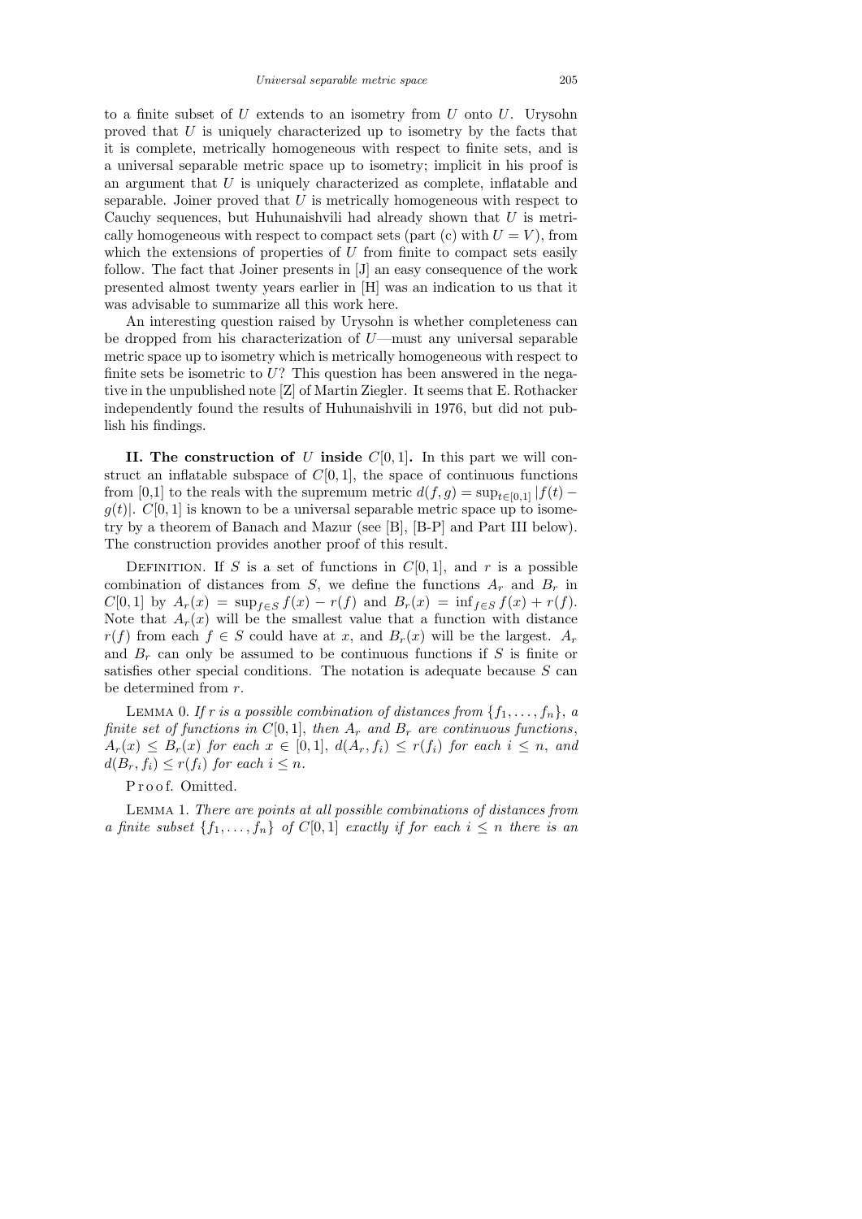to a finite subset of $U$ extends to an isometry from $U$ onto $U$. Urysohn proved that $U$ is uniquely characterized up to isometry by the facts that it is complete, metrically homogeneous with respect to finite sets, and is a universal separable metric space up to isometry; implicit in his proof is an argument that $U$ is uniquely characterized as complete, inflatable and separable. Joiner proved that $U$ is metrically homogeneous with respect to Cauchy sequences, but Huhunaishvili had already shown that $U$ is metrically homogeneous with respect to compact sets (part (c) with $U = V$), from which the extensions of properties of $U$ from finite to compact sets easily follow. The fact that Joiner presents in [J] an easy consequence of the work presented almost twenty years earlier in [H] was an indication to us that it was advisable to summarize all this work here.

An interesting question raised by Urysohn is whether completeness can be dropped from his characterization of $U$—must any universal separable metric space up to isometry which is metrically homogeneous with respect to finite sets be isometric to $U$? This question has been answered in the negative in the unpublished note [Z] of Martin Ziegler. It seems that E. Rothacker independently found the results of Huhunaishvili in 1976, but did not publish his findings.

**II. The construction of $U$ inside $C[0,1]$.** In this part we will construct an inflatable subspace of $C[0,1]$, the space of continuous functions from [0,1] to the reals with the supremum metric $d(f,g) = \sup_{t\in[0,1]} |f(t) - g(t)|$. $C[0,1]$ is known to be a universal separable metric space up to isometry by a theorem of Banach and Mazur (see [B], [B-P] and Part III below). The construction provides another proof of this result.

Definition. If $S$ is a set of functions in $C[0,1]$, and $r$ is a possible combination of distances from $S$, we define the functions $A_r$ and $B_r$ in $C[0,1]$ by $A_r(x) = \sup_{f\in S} f(x) - r(f)$ and $B_r(x) = \inf_{f\in S} f(x) + r(f)$. Note that $A_r(x)$ will be the smallest value that a function with distance $r(f)$ from each $f \in S$ could have at $x$, and $B_r(x)$ will be the largest. $A_r$ and $B_r$ can only be assumed to be continuous functions if $S$ is finite or satisfies other special conditions. The notation is adequate because $S$ can be determined from $r$.

Lemma 0. *If $r$ is a possible combination of distances from $\{f_1,\ldots,f_n\}$, a finite set of functions in $C[0,1]$, then $A_r$ and $B_r$ are continuous functions, $A_r(x) \le B_r(x)$ for each $x \in [0,1]$, $d(A_r, f_i) \le r(f_i)$ for each $i \le n$, and $d(B_r, f_i) \le r(f_i)$ for each $i \le n$.*

Proof. Omitted.

Lemma 1. *There are points at all possible combinations of distances from a finite subset $\{f_1,\ldots,f_n\}$ of $C[0,1]$ exactly if for each $i \le n$ there is an*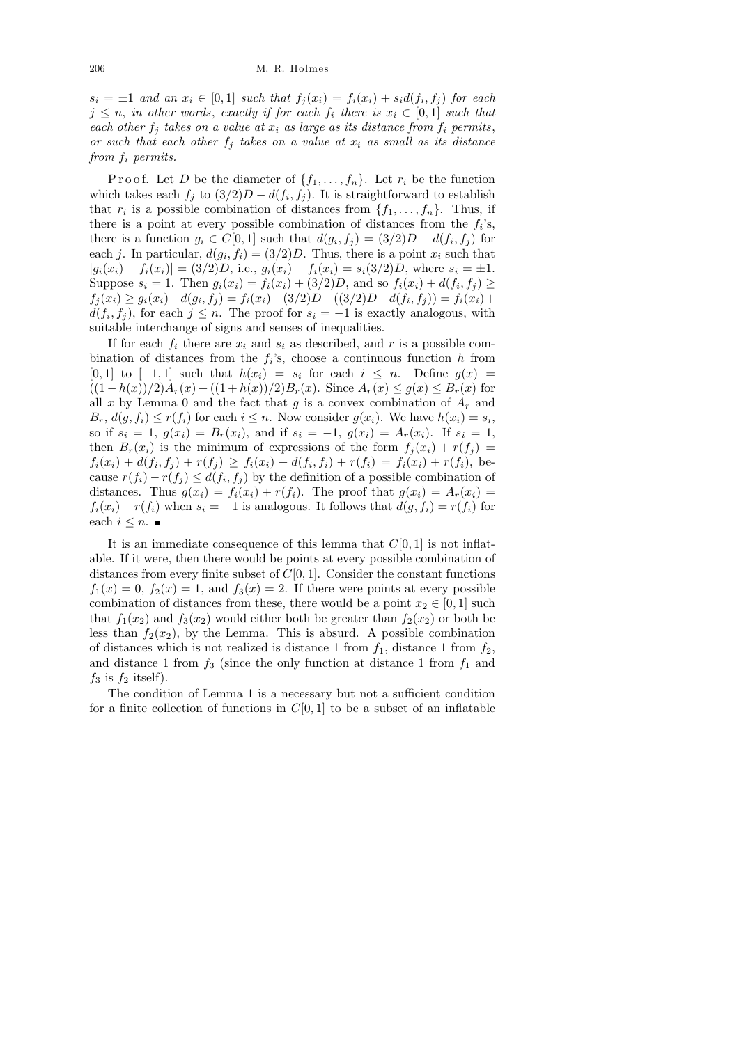*$s_i = \pm 1$ and an $x_i \in [0,1]$ such that $f_j(x_i) = f_i(x_i) + s_i d(f_i, f_j)$ for each $j \le n$, in other words, exactly if for each $f_i$ there is $x_i \in [0,1]$ such that each other $f_j$ takes on a value at $x_i$ as large as its distance from $f_i$ permits, or such that each other $f_j$ takes on a value at $x_i$ as small as its distance from $f_i$ permits.*

Proof. Let $D$ be the diameter of $\{f_1, \ldots, f_n\}$. Let $r_i$ be the function which takes each $f_j$ to $(3/2)D - d(f_i, f_j)$. It is straightforward to establish that $r_i$ is a possible combination of distances from $\{f_1, \ldots, f_n\}$. Thus, if there is a point at every possible combination of distances from the $f_i$'s, there is a function $g_i \in C[0,1]$ such that $d(g_i, f_j) = (3/2)D - d(f_i, f_j)$ for each $j$. In particular, $d(g_i, f_i) = (3/2)D$. Thus, there is a point $x_i$ such that $|g_i(x_i) - f_i(x_i)| = (3/2)D$, i.e., $g_i(x_i) - f_i(x_i) = s_i(3/2)D$, where $s_i = \pm 1$. Suppose $s_i = 1$. Then $g_i(x_i) = f_i(x_i) + (3/2)D$, and so $f_i(x_i) + d(f_i, f_j) \ge f_j(x_i) \ge g_i(x_i) - d(g_i, f_j) = f_i(x_i) + (3/2)D - ((3/2)D - d(f_i, f_j)) = f_i(x_i) + d(f_i, f_j)$, for each $j \le n$. The proof for $s_i = -1$ is exactly analogous, with suitable interchange of signs and senses of inequalities.

If for each $f_i$ there are $x_i$ and $s_i$ as described, and $r$ is a possible combination of distances from the $f_i$'s, choose a continuous function $h$ from $[0,1]$ to $[-1,1]$ such that $h(x_i) = s_i$ for each $i \le n$. Define $g(x) = ((1 - h(x))/2)A_r(x) + ((1 + h(x))/2)B_r(x)$. Since $A_r(x) \le g(x) \le B_r(x)$ for all $x$ by Lemma 0 and the fact that $g$ is a convex combination of $A_r$ and $B_r$, $d(g, f_i) \le r(f_i)$ for each $i \le n$. Now consider $g(x_i)$. We have $h(x_i) = s_i$, so if $s_i = 1$, $g(x_i) = B_r(x_i)$, and if $s_i = -1$, $g(x_i) = A_r(x_i)$. If $s_i = 1$, then $B_r(x_i)$ is the minimum of expressions of the form $f_j(x_i) + r(f_j) = f_i(x_i) + d(f_i, f_j) + r(f_j) \ge f_i(x_i) + d(f_i, f_i) + r(f_i) = f_i(x_i) + r(f_i)$, because $r(f_i) - r(f_j) \le d(f_i, f_j)$ by the definition of a possible combination of distances. Thus $g(x_i) = f_i(x_i) + r(f_i)$. The proof that $g(x_i) = A_r(x_i) = f_i(x_i) - r(f_i)$ when $s_i = -1$ is analogous. It follows that $d(g, f_i) = r(f_i)$ for each $i \le n$. ■

It is an immediate consequence of this lemma that $C[0,1]$ is not inflatable. If it were, then there would be points at every possible combination of distances from every finite subset of $C[0,1]$. Consider the constant functions $f_1(x) = 0$, $f_2(x) = 1$, and $f_3(x) = 2$. If there were points at every possible combination of distances from these, there would be a point $x_2 \in [0,1]$ such that $f_1(x_2)$ and $f_3(x_2)$ would either both be greater than $f_2(x_2)$ or both be less than $f_2(x_2)$, by the Lemma. This is absurd. A possible combination of distances which is not realized is distance 1 from $f_1$, distance 1 from $f_2$, and distance 1 from $f_3$ (since the only function at distance 1 from $f_1$ and $f_3$ is $f_2$ itself).

The condition of Lemma 1 is a necessary but not a sufficient condition for a finite collection of functions in $C[0,1]$ to be a subset of an inflatable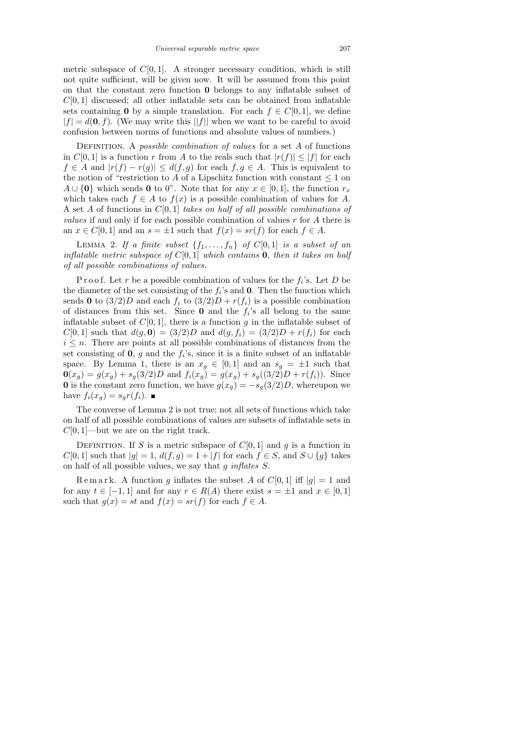metric subspace of $C[0,1]$. A stronger necessary condition, which is still not quite sufficient, will be given now. It will be assumed from this point on that the constant zero function $\mathbf{0}$ belongs to any inflatable subset of $C[0,1]$ discussed; all other inflatable sets can be obtained from inflatable sets containing $\mathbf{0}$ by a simple translation. For each $f \in C[0,1]$, we define $|f| = d(\mathbf{0}, f)$. (We may write this $||f||$ when we want to be careful to avoid confusion between norms of functions and absolute values of numbers.)

Definition. A *possible combination of values* for a set $A$ of functions in $C[0,1]$ is a function $r$ from $A$ to the reals such that $|r(f)| \le |f|$ for each $f \in A$ and $|r(f) - r(g)| \le d(f,g)$ for each $f, g \in A$. This is equivalent to the notion of "restriction to $A$ of a Lipschitz function with constant $\le 1$ on $A \cup \{\mathbf{0}\}$ which sends $\mathbf{0}$ to 0". Note that for any $x \in [0,1]$, the function $r_x$ which takes each $f \in A$ to $f(x)$ is a possible combination of values for $A$. A set $A$ of functions in $C[0,1]$ *takes on half of all possible combinations of values* if and only if for each possible combination of values $r$ for $A$ there is an $x \in C[0,1]$ and an $s = \pm 1$ such that $f(x) = sr(f)$ for each $f \in A$.

Lemma 2. *If a finite subset $\{f_1, \ldots, f_n\}$ of $C[0,1]$ is a subset of an inflatable metric subspace of $C[0,1]$ which contains $\mathbf{0}$, then it takes on half of all possible combinations of values.*

Proof. Let $r$ be a possible combination of values for the $f_i$'s. Let $D$ be the diameter of the set consisting of the $f_i$'s and $\mathbf{0}$. Then the function which sends $\mathbf{0}$ to $(3/2)D$ and each $f_i$ to $(3/2)D + r(f_i)$ is a possible combination of distances from this set. Since $\mathbf{0}$ and the $f_i$'s all belong to the same inflatable subset of $C[0,1]$, there is a function $g$ in the inflatable subset of $C[0,1]$ such that $d(g, \mathbf{0}) = (3/2)D$ and $d(g, f_i) = (3/2)D + r(f_i)$ for each $i \le n$. There are points at all possible combinations of distances from the set consisting of $\mathbf{0}$, $g$ and the $f_i$'s, since it is a finite subset of an inflatable space. By Lemma 1, there is an $x_g \in [0,1]$ and an $s_g = \pm 1$ such that $\mathbf{0}(x_g) = g(x_g) + s_g(3/2)D$ and $f_i(x_g) = g(x_g) + s_g((3/2)D + r(f_i))$. Since $\mathbf{0}$ is the constant zero function, we have $g(x_g) = -s_g(3/2)D$, whereupon we have $f_i(x_g) = s_g r(f_i)$. ∎

The converse of Lemma 2 is not true; not all sets of functions which take on half of all possible combinations of values are subsets of inflatable sets in $C[0,1]$—but we are on the right track.

Definition. If $S$ is a metric subspace of $C[0,1]$ and $g$ is a function in $C[0,1]$ such that $|g| = 1$, $d(f,g) = 1 + |f|$ for each $f \in S$, and $S \cup \{g\}$ takes on half of all possible values, we say that $g$ *inflates* $S$.

Remark. A function $g$ inflates the subset $A$ of $C[0,1]$ iff $|g| = 1$ and for any $t \in [-1,1]$ and for any $r \in R(A)$ there exist $s = \pm 1$ and $x \in [0,1]$ such that $g(x) = st$ and $f(x) = sr(f)$ for each $f \in A$.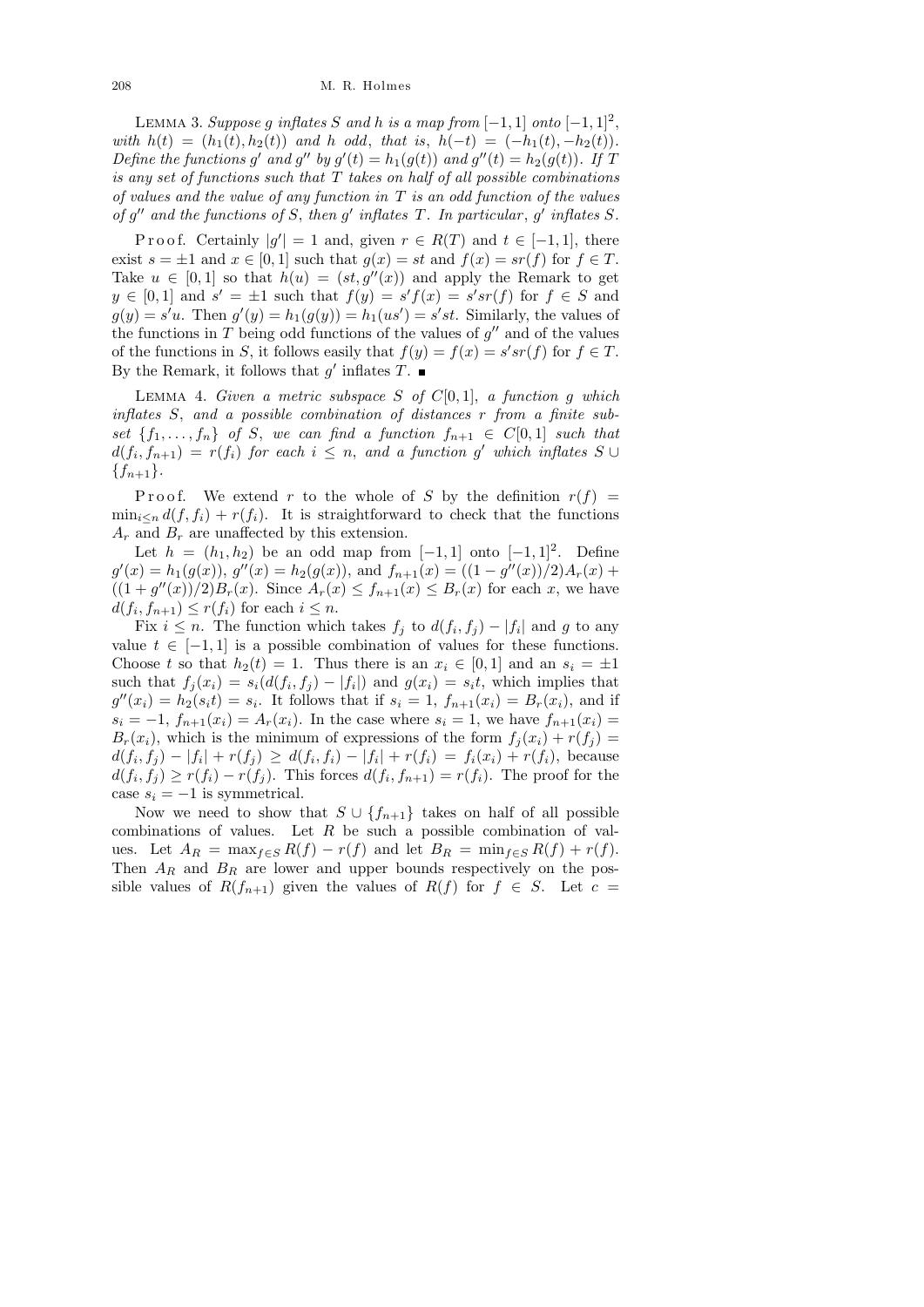LEMMA 3. *Suppose $g$ inflates $S$ and $h$ is a map from $[-1,1]$ onto $[-1,1]^2$, with $h(t) = (h_1(t), h_2(t))$ and $h$ odd, that is, $h(-t) = (-h_1(t), -h_2(t))$. Define the functions $g'$ and $g''$ by $g'(t) = h_1(g(t))$ and $g''(t) = h_2(g(t))$. If $T$ is any set of functions such that $T$ takes on half of all possible combinations of values and the value of any function in $T$ is an odd function of the values of $g''$ and the functions of $S$, then $g'$ inflates $T$. In particular, $g'$ inflates $S$.*

Proof. Certainly $|g'| = 1$ and, given $r \in R(T)$ and $t \in [-1,1]$, there exist $s = \pm 1$ and $x \in [0,1]$ such that $g(x) = st$ and $f(x) = sr(f)$ for $f \in T$. Take $u \in [0,1]$ so that $h(u) = (st, g''(x))$ and apply the Remark to get $y \in [0,1]$ and $s' = \pm 1$ such that $f(y) = s'f(x) = s'sr(f)$ for $f \in S$ and $g(y) = s'u$. Then $g'(y) = h_1(g(y)) = h_1(us') = s'st$. Similarly, the values of the functions in $T$ being odd functions of the values of $g''$ and of the values of the functions in $S$, it follows easily that $f(y) = f(x) = s'sr(f)$ for $f \in T$. By the Remark, it follows that $g'$ inflates $T$. ∎

LEMMA 4. *Given a metric subspace $S$ of $C[0,1]$, a function $g$ which inflates $S$, and a possible combination of distances $r$ from a finite subset $\{f_1, \ldots, f_n\}$ of $S$, we can find a function $f_{n+1} \in C[0,1]$ such that $d(f_i, f_{n+1}) = r(f_i)$ for each $i \le n$, and a function $g'$ which inflates $S \cup \{f_{n+1}\}$.*

Proof. We extend $r$ to the whole of $S$ by the definition $r(f) = \min_{i \le n} d(f, f_i) + r(f_i)$. It is straightforward to check that the functions $A_r$ and $B_r$ are unaffected by this extension.

Let $h = (h_1, h_2)$ be an odd map from $[-1,1]$ onto $[-1,1]^2$. Define $g'(x) = h_1(g(x))$, $g''(x) = h_2(g(x))$, and $f_{n+1}(x) = ((1 - g''(x))/2)A_r(x) + ((1 + g''(x))/2)B_r(x)$. Since $A_r(x) \le f_{n+1}(x) \le B_r(x)$ for each $x$, we have $d(f_i, f_{n+1}) \le r(f_i)$ for each $i \le n$.

Fix $i \le n$. The function which takes $f_j$ to $d(f_i, f_j) - |f_i|$ and $g$ to any value $t \in [-1,1]$ is a possible combination of values for these functions. Choose $t$ so that $h_2(t) = 1$. Thus there is an $x_i \in [0,1]$ and an $s_i = \pm 1$ such that $f_j(x_i) = s_i(d(f_i, f_j) - |f_i|)$ and $g(x_i) = s_i t$, which implies that $g''(x_i) = h_2(s_i t) = s_i$. It follows that if $s_i = 1$, $f_{n+1}(x_i) = B_r(x_i)$, and if $s_i = -1$, $f_{n+1}(x_i) = A_r(x_i)$. In the case where $s_i = 1$, we have $f_{n+1}(x_i) = B_r(x_i)$, which is the minimum of expressions of the form $f_j(x_i) + r(f_j) = d(f_i, f_j) - |f_i| + r(f_j) \ge d(f_i, f_i) - |f_i| + r(f_i) = f_i(x_i) + r(f_i)$, because $d(f_i, f_j) \ge r(f_i) - r(f_j)$. This forces $d(f_i, f_{n+1}) = r(f_i)$. The proof for the case $s_i = -1$ is symmetrical.

Now we need to show that $S \cup \{f_{n+1}\}$ takes on half of all possible combinations of values. Let $R$ be such a possible combination of values. Let $A_R = \max_{f \in S} R(f) - r(f)$ and let $B_R = \min_{f \in S} R(f) + r(f)$. Then $A_R$ and $B_R$ are lower and upper bounds respectively on the possible values of $R(f_{n+1})$ given the values of $R(f)$ for $f \in S$. Let $c =$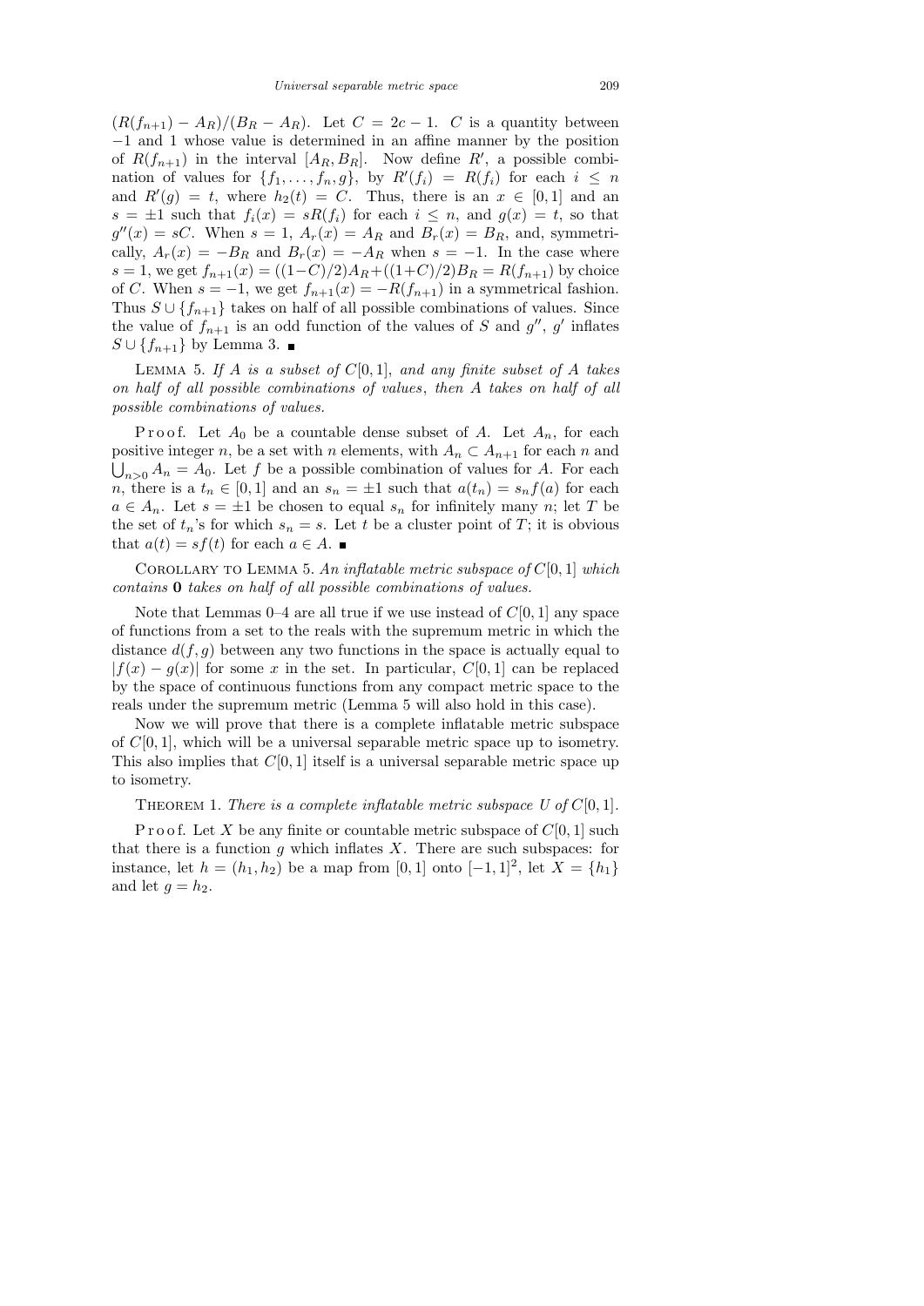$(R(f_{n+1}) - A_R)/(B_R - A_R)$. Let $C = 2c - 1$. $C$ is a quantity between $-1$ and 1 whose value is determined in an affine manner by the position of $R(f_{n+1})$ in the interval $[A_R, B_R]$. Now define $R'$, a possible combination of values for $\{f_1, \ldots, f_n, g\}$, by $R'(f_i) = R(f_i)$ for each $i \le n$ and $R'(g) = t$, where $h_2(t) = C$. Thus, there is an $x \in [0,1]$ and an $s = \pm 1$ such that $f_i(x) = sR(f_i)$ for each $i \le n$, and $g(x) = t$, so that $g''(x) = sC$. When $s = 1$, $A_r(x) = A_R$ and $B_r(x) = B_R$, and, symmetrically, $A_r(x) = -B_R$ and $B_r(x) = -A_R$ when $s = -1$. In the case where $s = 1$, we get $f_{n+1}(x) = ((1-C)/2)A_R + ((1+C)/2)B_R = R(f_{n+1})$ by choice of $C$. When $s = -1$, we get $f_{n+1}(x) = -R(f_{n+1})$ in a symmetrical fashion. Thus $S \cup \{f_{n+1}\}$ takes on half of all possible combinations of values. Since the value of $f_{n+1}$ is an odd function of the values of $S$ and $g''$, $g'$ inflates $S \cup \{f_{n+1}\}$ by Lemma 3. ∎

LEMMA 5. *If $A$ is a subset of $C[0,1]$, and any finite subset of $A$ takes on half of all possible combinations of values, then $A$ takes on half of all possible combinations of values.*

Proof. Let $A_0$ be a countable dense subset of $A$. Let $A_n$, for each positive integer $n$, be a set with $n$ elements, with $A_n \subset A_{n+1}$ for each $n$ and $\bigcup_{n>0} A_n = A_0$. Let $f$ be a possible combination of values for $A$. For each $n$, there is a $t_n \in [0,1]$ and an $s_n = \pm 1$ such that $a(t_n) = s_n f(a)$ for each $a \in A_n$. Let $s = \pm 1$ be chosen to equal $s_n$ for infinitely many $n$; let $T$ be the set of $t_n$'s for which $s_n = s$. Let $t$ be a cluster point of $T$; it is obvious that $a(t) = sf(t)$ for each $a \in A$. ∎

COROLLARY TO LEMMA 5. *An inflatable metric subspace of $C[0,1]$ which contains* **0** *takes on half of all possible combinations of values.*

Note that Lemmas 0–4 are all true if we use instead of $C[0,1]$ any space of functions from a set to the reals with the supremum metric in which the distance $d(f,g)$ between any two functions in the space is actually equal to $|f(x) - g(x)|$ for some $x$ in the set. In particular, $C[0,1]$ can be replaced by the space of continuous functions from any compact metric space to the reals under the supremum metric (Lemma 5 will also hold in this case).

Now we will prove that there is a complete inflatable metric subspace of $C[0,1]$, which will be a universal separable metric space up to isometry. This also implies that $C[0,1]$ itself is a universal separable metric space up to isometry.

THEOREM 1. *There is a complete inflatable metric subspace $U$ of $C[0,1]$.*

Proof. Let $X$ be any finite or countable metric subspace of $C[0,1]$ such that there is a function $g$ which inflates $X$. There are such subspaces: for instance, let $h = (h_1, h_2)$ be a map from $[0,1]$ onto $[-1,1]^2$, let $X = \{h_1\}$ and let $g = h_2$.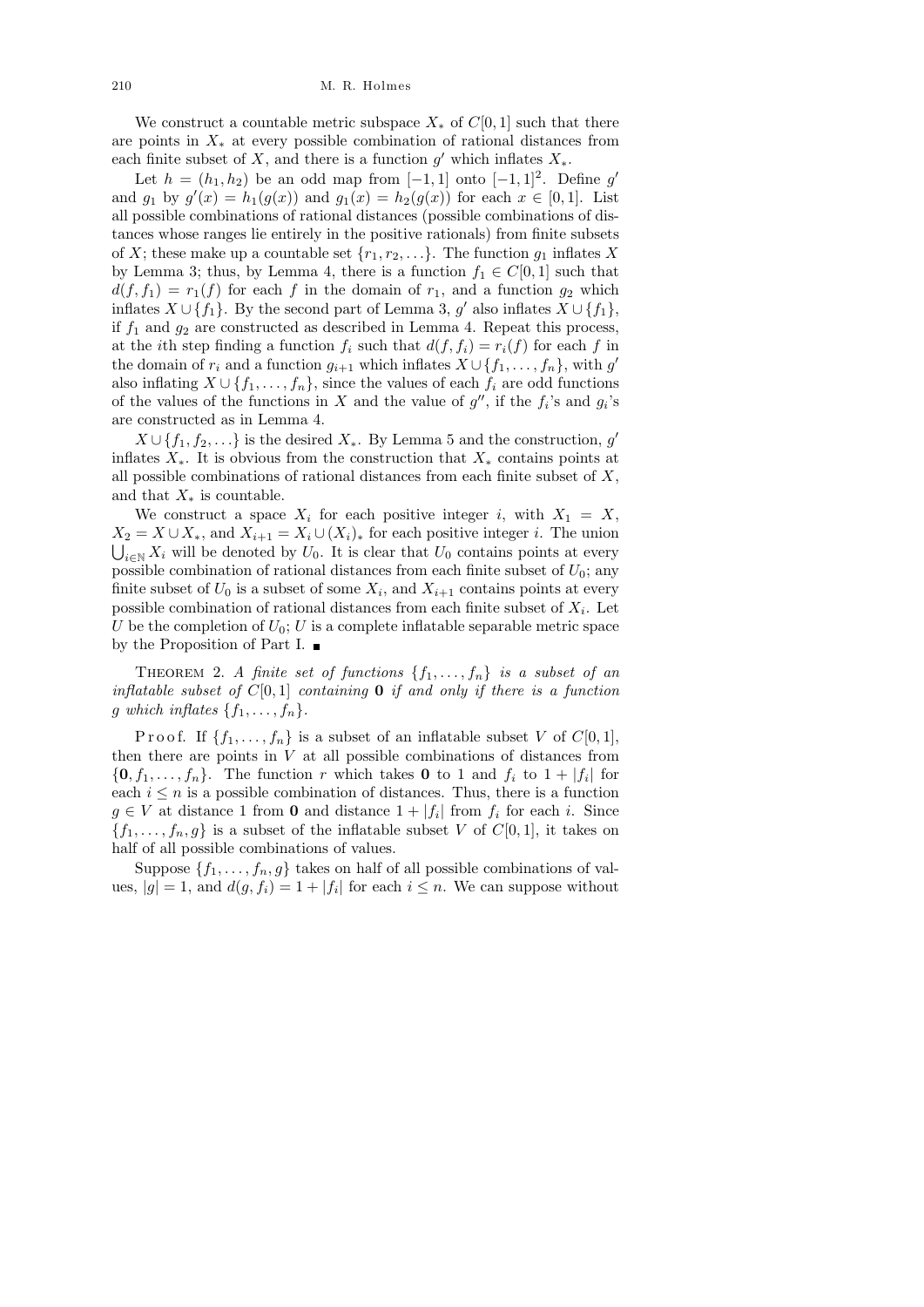We construct a countable metric subspace $X_*$ of $C[0,1]$ such that there are points in $X_*$ at every possible combination of rational distances from each finite subset of $X$, and there is a function $g'$ which inflates $X_*$.

Let $h = (h_1, h_2)$ be an odd map from $[-1,1]$ onto $[-1,1]^2$. Define $g'$ and $g_1$ by $g'(x) = h_1(g(x))$ and $g_1(x) = h_2(g(x))$ for each $x \in [0,1]$. List all possible combinations of rational distances (possible combinations of distances whose ranges lie entirely in the positive rationals) from finite subsets of $X$; these make up a countable set $\{r_1, r_2, \ldots\}$. The function $g_1$ inflates $X$ by Lemma 3; thus, by Lemma 4, there is a function $f_1 \in C[0,1]$ such that $d(f, f_1) = r_1(f)$ for each $f$ in the domain of $r_1$, and a function $g_2$ which inflates $X \cup \{f_1\}$. By the second part of Lemma 3, $g'$ also inflates $X \cup \{f_1\}$, if $f_1$ and $g_2$ are constructed as described in Lemma 4. Repeat this process, at the $i$th step finding a function $f_i$ such that $d(f, f_i) = r_i(f)$ for each $f$ in the domain of $r_i$ and a function $g_{i+1}$ which inflates $X \cup \{f_1, \ldots, f_n\}$, with $g'$ also inflating $X \cup \{f_1, \ldots, f_n\}$, since the values of each $f_i$ are odd functions of the values of the functions in $X$ and the value of $g''$, if the $f_i$'s and $g_i$'s are constructed as in Lemma 4.

$X \cup \{f_1, f_2, \ldots\}$ is the desired $X_*$. By Lemma 5 and the construction, $g'$ inflates $X_*$. It is obvious from the construction that $X_*$ contains points at all possible combinations of rational distances from each finite subset of $X$, and that $X_*$ is countable.

We construct a space $X_i$ for each positive integer $i$, with $X_1 = X$, $X_2 = X \cup X_*$, and $X_{i+1} = X_i \cup (X_i)_*$ for each positive integer $i$. The union $\bigcup_{i\in\mathbb{N}} X_i$ will be denoted by $U_0$. It is clear that $U_0$ contains points at every possible combination of rational distances from each finite subset of $U_0$; any finite subset of $U_0$ is a subset of some $X_i$, and $X_{i+1}$ contains points at every possible combination of rational distances from each finite subset of $X_i$. Let $U$ be the completion of $U_0$; $U$ is a complete inflatable separable metric space by the Proposition of Part I. ∎

THEOREM 2. *A finite set of functions $\{f_1, \ldots, f_n\}$ is a subset of an inflatable subset of $C[0,1]$ containing $\mathbf{0}$ if and only if there is a function $g$ which inflates $\{f_1, \ldots, f_n\}$.*

Proof. If $\{f_1, \ldots, f_n\}$ is a subset of an inflatable subset $V$ of $C[0,1]$, then there are points in $V$ at all possible combinations of distances from $\{\mathbf{0}, f_1, \ldots, f_n\}$. The function $r$ which takes $\mathbf{0}$ to 1 and $f_i$ to $1 + |f_i|$ for each $i \le n$ is a possible combination of distances. Thus, there is a function $g \in V$ at distance 1 from $\mathbf{0}$ and distance $1 + |f_i|$ from $f_i$ for each $i$. Since $\{f_1, \ldots, f_n, g\}$ is a subset of the inflatable subset $V$ of $C[0,1]$, it takes on half of all possible combinations of values.

Suppose $\{f_1, \ldots, f_n, g\}$ takes on half of all possible combinations of values, $|g| = 1$, and $d(g, f_i) = 1 + |f_i|$ for each $i \le n$. We can suppose without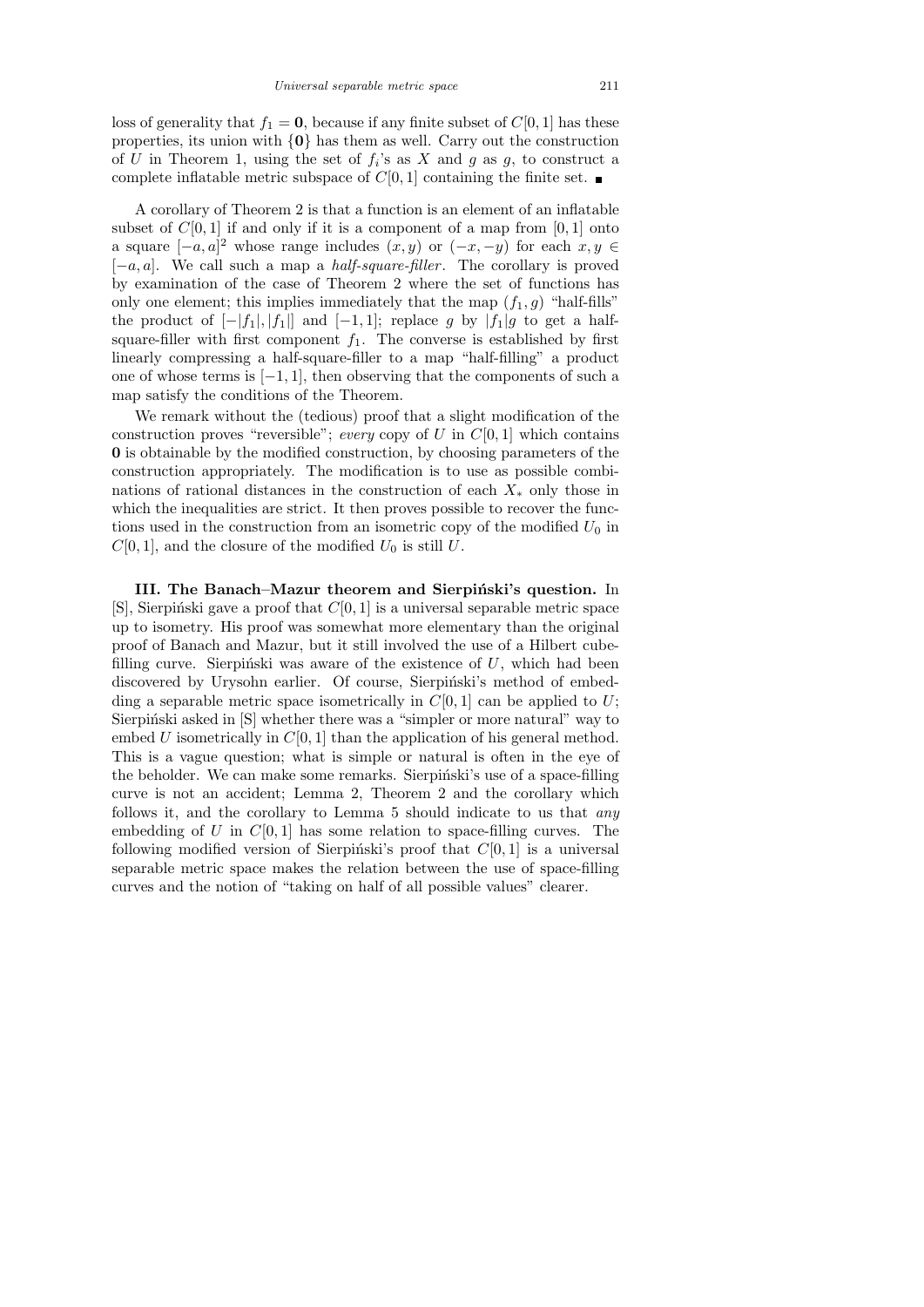loss of generality that $f_1 = \mathbf{0}$, because if any finite subset of $C[0,1]$ has these properties, its union with $\{\mathbf{0}\}$ has them as well. Carry out the construction of $U$ in Theorem 1, using the set of $f_i$'s as $X$ and $g$ as $g$, to construct a complete inflatable metric subspace of $C[0,1]$ containing the finite set. ■

A corollary of Theorem 2 is that a function is an element of an inflatable subset of $C[0,1]$ if and only if it is a component of a map from $[0,1]$ onto a square $[-a,a]^2$ whose range includes $(x,y)$ or $(-x,-y)$ for each $x,y \in [-a,a]$. We call such a map a *half-square-filler*. The corollary is proved by examination of the case of Theorem 2 where the set of functions has only one element; this implies immediately that the map $(f_1, g)$ "half-fills" the product of $[-|f_1|, |f_1|]$ and $[-1,1]$; replace $g$ by $|f_1|g$ to get a half-square-filler with first component $f_1$. The converse is established by first linearly compressing a half-square-filler to a map "half-filling" a product one of whose terms is $[-1,1]$, then observing that the components of such a map satisfy the conditions of the Theorem.

We remark without the (tedious) proof that a slight modification of the construction proves "reversible"; *every* copy of $U$ in $C[0,1]$ which contains $\mathbf{0}$ is obtainable by the modified construction, by choosing parameters of the construction appropriately. The modification is to use as possible combinations of rational distances in the construction of each $X_*$ only those in which the inequalities are strict. It then proves possible to recover the functions used in the construction from an isometric copy of the modified $U_0$ in $C[0,1]$, and the closure of the modified $U_0$ is still $U$.

**III. The Banach–Mazur theorem and Sierpiński's question.** In [S], Sierpiński gave a proof that $C[0,1]$ is a universal separable metric space up to isometry. His proof was somewhat more elementary than the original proof of Banach and Mazur, but it still involved the use of a Hilbert cube-filling curve. Sierpiński was aware of the existence of $U$, which had been discovered by Urysohn earlier. Of course, Sierpiński's method of embedding a separable metric space isometrically in $C[0,1]$ can be applied to $U$; Sierpiński asked in [S] whether there was a "simpler or more natural" way to embed $U$ isometrically in $C[0,1]$ than the application of his general method. This is a vague question; what is simple or natural is often in the eye of the beholder. We can make some remarks. Sierpiński's use of a space-filling curve is not an accident; Lemma 2, Theorem 2 and the corollary which follows it, and the corollary to Lemma 5 should indicate to us that *any* embedding of $U$ in $C[0,1]$ has some relation to space-filling curves. The following modified version of Sierpiński's proof that $C[0,1]$ is a universal separable metric space makes the relation between the use of space-filling curves and the notion of "taking on half of all possible values" clearer.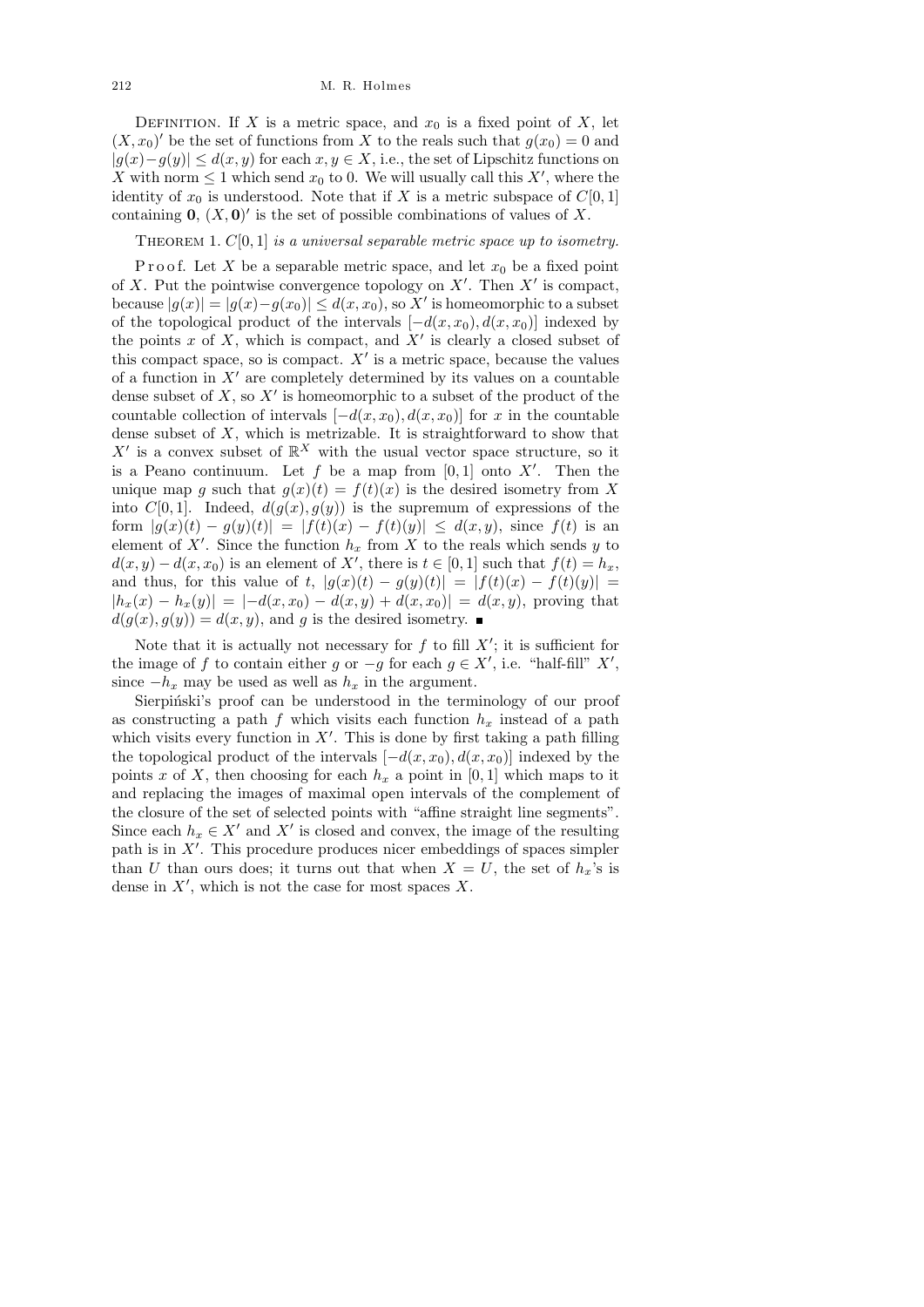Definition. If $X$ is a metric space, and $x_0$ is a fixed point of $X$, let $(X, x_0)'$ be the set of functions from $X$ to the reals such that $g(x_0) = 0$ and $|g(x) - g(y)| \leq d(x, y)$ for each $x, y \in X$, i.e., the set of Lipschitz functions on $X$ with norm $\leq 1$ which send $x_0$ to 0. We will usually call this $X'$, where the identity of $x_0$ is understood. Note that if $X$ is a metric subspace of $C[0, 1]$ containing $\mathbf{0}$, $(X, \mathbf{0})'$ is the set of possible combinations of values of $X$.

Theorem 1. *$C[0, 1]$ is a universal separable metric space up to isometry.*

Proof. Let $X$ be a separable metric space, and let $x_0$ be a fixed point of $X$. Put the pointwise convergence topology on $X'$. Then $X'$ is compact, because $|g(x)| = |g(x) - g(x_0)| \leq d(x, x_0)$, so $X'$ is homeomorphic to a subset of the topological product of the intervals $[-d(x, x_0), d(x, x_0)]$ indexed by the points $x$ of $X$, which is compact, and $X'$ is clearly a closed subset of this compact space, so is compact. $X'$ is a metric space, because the values of a function in $X'$ are completely determined by its values on a countable dense subset of $X$, so $X'$ is homeomorphic to a subset of the product of the countable collection of intervals $[-d(x, x_0), d(x, x_0)]$ for $x$ in the countable dense subset of $X$, which is metrizable. It is straightforward to show that $X'$ is a convex subset of $\mathbb{R}^X$ with the usual vector space structure, so it is a Peano continuum. Let $f$ be a map from $[0, 1]$ onto $X'$. Then the unique map $g$ such that $g(x)(t) = f(t)(x)$ is the desired isometry from $X$ into $C[0, 1]$. Indeed, $d(g(x), g(y))$ is the supremum of expressions of the form $|g(x)(t) - g(y)(t)| = |f(t)(x) - f(t)(y)| \leq d(x, y)$, since $f(t)$ is an element of $X'$. Since the function $h_x$ from $X$ to the reals which sends $y$ to $d(x, y) - d(x, x_0)$ is an element of $X'$, there is $t \in [0, 1]$ such that $f(t) = h_x$, and thus, for this value of $t$, $|g(x)(t) - g(y)(t)| = |f(t)(x) - f(t)(y)| = |h_x(x) - h_x(y)| = |-d(x, x_0) - d(x, y) + d(x, x_0)| = d(x, y)$, proving that $d(g(x), g(y)) = d(x, y)$, and $g$ is the desired isometry. ∎

Note that it is actually not necessary for $f$ to fill $X'$; it is sufficient for the image of $f$ to contain either $g$ or $-g$ for each $g \in X'$, i.e. "half-fill" $X'$, since $-h_x$ may be used as well as $h_x$ in the argument.

Sierpiński's proof can be understood in the terminology of our proof as constructing a path $f$ which visits each function $h_x$ instead of a path which visits every function in $X'$. This is done by first taking a path filling the topological product of the intervals $[-d(x, x_0), d(x, x_0)]$ indexed by the points $x$ of $X$, then choosing for each $h_x$ a point in $[0, 1]$ which maps to it and replacing the images of maximal open intervals of the complement of the closure of the set of selected points with "affine straight line segments". Since each $h_x \in X'$ and $X'$ is closed and convex, the image of the resulting path is in $X'$. This procedure produces nicer embeddings of spaces simpler than $U$ than ours does; it turns out that when $X = U$, the set of $h_x$'s is dense in $X'$, which is not the case for most spaces $X$.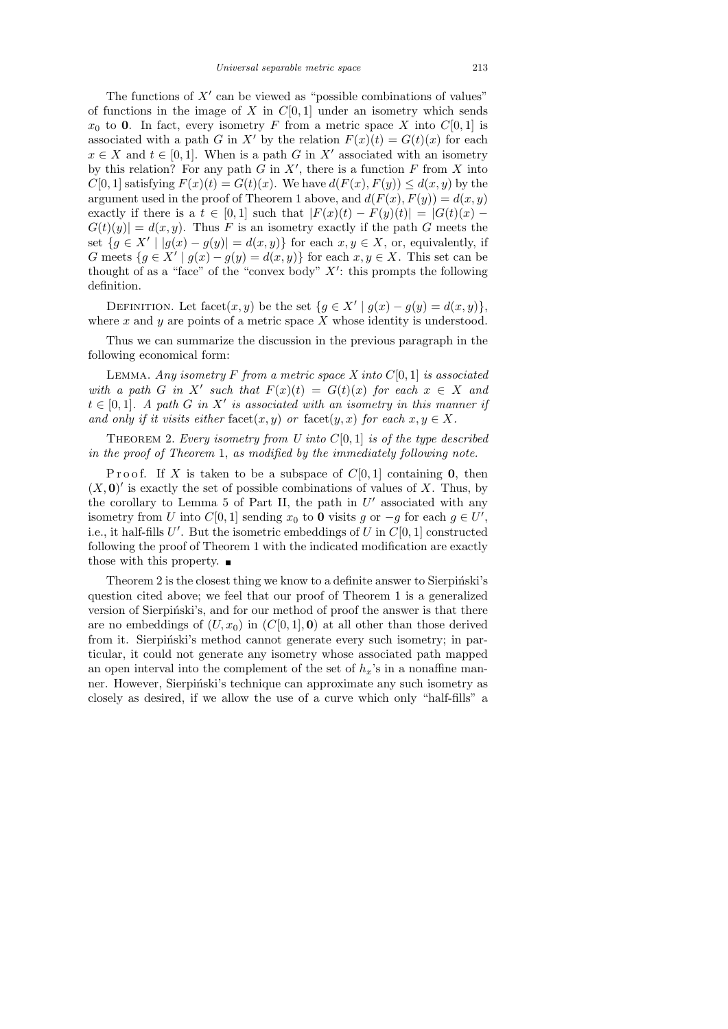The functions of $X'$ can be viewed as "possible combinations of values" of functions in the image of $X$ in $C[0,1]$ under an isometry which sends $x_0$ to $\mathbf{0}$. In fact, every isometry $F$ from a metric space $X$ into $C[0,1]$ is associated with a path $G$ in $X'$ by the relation $F(x)(t) = G(t)(x)$ for each $x \in X$ and $t \in [0,1]$. When is a path $G$ in $X'$ associated with an isometry by this relation? For any path $G$ in $X'$, there is a function $F$ from $X$ into $C[0,1]$ satisfying $F(x)(t) = G(t)(x)$. We have $d(F(x), F(y)) \le d(x,y)$ by the argument used in the proof of Theorem 1 above, and $d(F(x), F(y)) = d(x,y)$ exactly if there is a $t \in [0,1]$ such that $|F(x)(t) - F(y)(t)| = |G(t)(x) - G(t)(y)| = d(x,y)$. Thus $F$ is an isometry exactly if the path $G$ meets the set $\{g \in X' \mid |g(x) - g(y)| = d(x,y)\}$ for each $x, y \in X$, or, equivalently, if $G$ meets $\{g \in X' \mid g(x) - g(y) = d(x,y)\}$ for each $x, y \in X$. This set can be thought of as a "face" of the "convex body" $X'$: this prompts the following definition.

Definition. Let $\mathrm{facet}(x,y)$ be the set $\{g \in X' \mid g(x) - g(y) = d(x,y)\}$, where $x$ and $y$ are points of a metric space $X$ whose identity is understood.

Thus we can summarize the discussion in the previous paragraph in the following economical form:

Lemma. *Any isometry $F$ from a metric space $X$ into $C[0,1]$ is associated with a path $G$ in $X'$ such that $F(x)(t) = G(t)(x)$ for each $x \in X$ and $t \in [0,1]$. A path $G$ in $X'$ is associated with an isometry in this manner if and only if it visits either* $\mathrm{facet}(x,y)$ *or* $\mathrm{facet}(y,x)$ *for each $x, y \in X$.*

Theorem 2. *Every isometry from $U$ into $C[0,1]$ is of the type described in the proof of Theorem* 1, *as modified by the immediately following note.*

Proof. If $X$ is taken to be a subspace of $C[0,1]$ containing $\mathbf{0}$, then $(X, \mathbf{0})'$ is exactly the set of possible combinations of values of $X$. Thus, by the corollary to Lemma 5 of Part II, the path in $U'$ associated with any isometry from $U$ into $C[0,1]$ sending $x_0$ to $\mathbf{0}$ visits $g$ or $-g$ for each $g \in U'$, i.e., it half-fills $U'$. But the isometric embeddings of $U$ in $C[0,1]$ constructed following the proof of Theorem 1 with the indicated modification are exactly those with this property. ∎

Theorem 2 is the closest thing we know to a definite answer to Sierpiński's question cited above; we feel that our proof of Theorem 1 is a generalized version of Sierpiński's, and for our method of proof the answer is that there are no embeddings of $(U, x_0)$ in $(C[0,1], \mathbf{0})$ at all other than those derived from it. Sierpiński's method cannot generate every such isometry; in particular, it could not generate any isometry whose associated path mapped an open interval into the complement of the set of $h_x$'s in a nonaffine manner. However, Sierpiński's technique can approximate any such isometry as closely as desired, if we allow the use of a curve which only "half-fills" a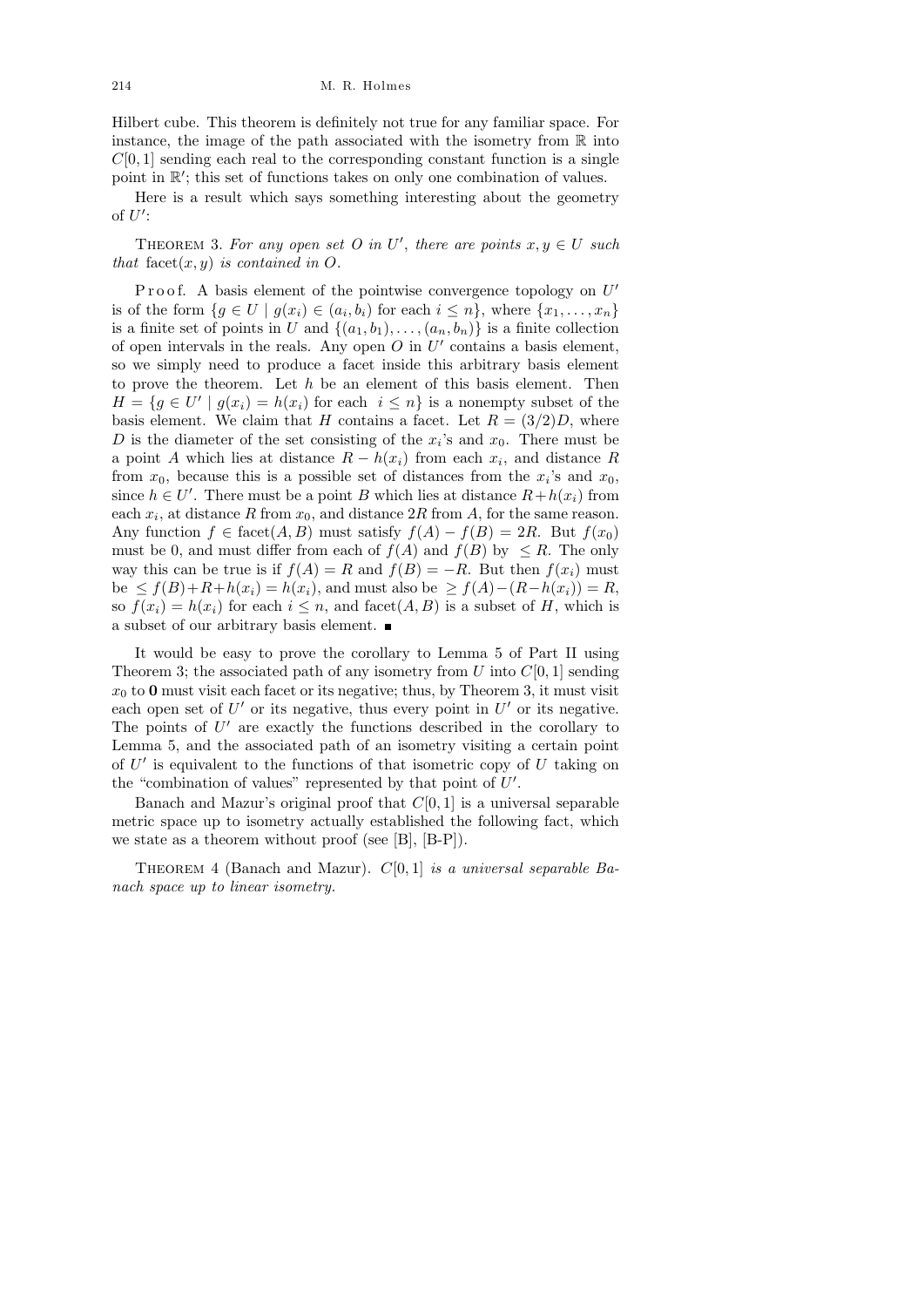Hilbert cube. This theorem is definitely not true for any familiar space. For instance, the image of the path associated with the isometry from $\mathbb{R}$ into $C[0,1]$ sending each real to the corresponding constant function is a single point in $\mathbb{R}'$; this set of functions takes on only one combination of values.

Here is a result which says something interesting about the geometry of $U'$:

Theorem 3. *For any open set $O$ in $U'$, there are points $x, y \in U$ such that* $\mathrm{facet}(x,y)$ *is contained in $O$.*

Proof. A basis element of the pointwise convergence topology on $U'$ is of the form $\{g \in U \mid g(x_i) \in (a_i, b_i) \text{ for each } i \le n\}$, where $\{x_1, \ldots, x_n\}$ is a finite set of points in $U$ and $\{(a_1, b_1), \ldots, (a_n, b_n)\}$ is a finite collection of open intervals in the reals. Any open $O$ in $U'$ contains a basis element, so we simply need to produce a facet inside this arbitrary basis element to prove the theorem. Let $h$ be an element of this basis element. Then $H = \{g \in U' \mid g(x_i) = h(x_i) \text{ for each } i \le n\}$ is a nonempty subset of the basis element. We claim that $H$ contains a facet. Let $R = (3/2)D$, where $D$ is the diameter of the set consisting of the $x_i$'s and $x_0$. There must be a point $A$ which lies at distance $R - h(x_i)$ from each $x_i$, and distance $R$ from $x_0$, because this is a possible set of distances from the $x_i$'s and $x_0$, since $h \in U'$. There must be a point $B$ which lies at distance $R + h(x_i)$ from each $x_i$, at distance $R$ from $x_0$, and distance $2R$ from $A$, for the same reason. Any function $f \in \mathrm{facet}(A,B)$ must satisfy $f(A) - f(B) = 2R$. But $f(x_0)$ must be 0, and must differ from each of $f(A)$ and $f(B)$ by $\le R$. The only way this can be true is if $f(A) = R$ and $f(B) = -R$. But then $f(x_i)$ must be $\le f(B) + R + h(x_i) = h(x_i)$, and must also be $\ge f(A) - (R - h(x_i)) = R$, so $f(x_i) = h(x_i)$ for each $i \le n$, and $\mathrm{facet}(A,B)$ is a subset of $H$, which is a subset of our arbitrary basis element. ∎

It would be easy to prove the corollary to Lemma 5 of Part II using Theorem 3; the associated path of any isometry from $U$ into $C[0,1]$ sending $x_0$ to $\mathbf{0}$ must visit each facet or its negative; thus, by Theorem 3, it must visit each open set of $U'$ or its negative, thus every point in $U'$ or its negative. The points of $U'$ are exactly the functions described in the corollary to Lemma 5, and the associated path of an isometry visiting a certain point of $U'$ is equivalent to the functions of that isometric copy of $U$ taking on the "combination of values" represented by that point of $U'$.

Banach and Mazur's original proof that $C[0,1]$ is a universal separable metric space up to isometry actually established the following fact, which we state as a theorem without proof (see [B], [B-P]).

Theorem 4 (Banach and Mazur). *$C[0,1]$ is a universal separable Banach space up to linear isometry.*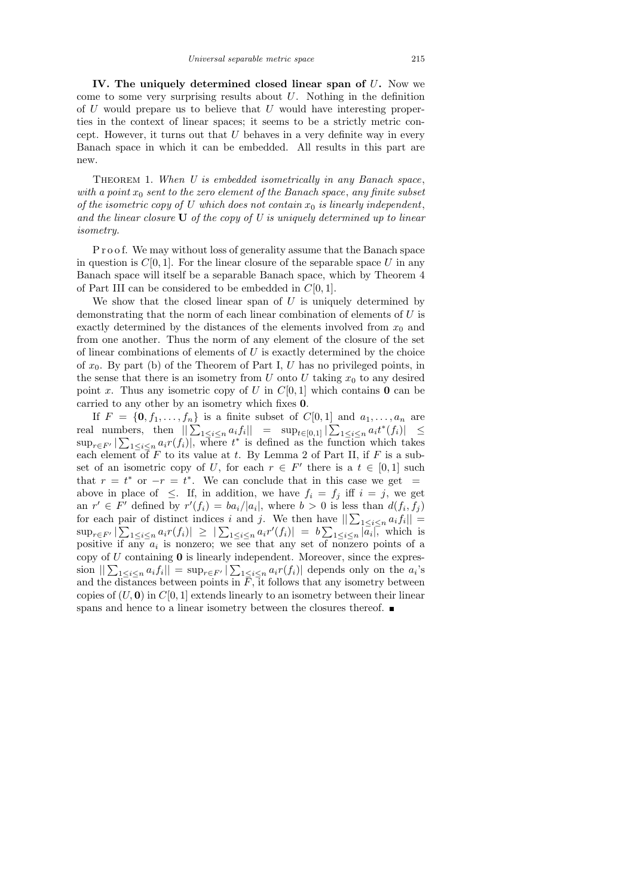**IV. The uniquely determined closed linear span of $U$.** Now we come to some very surprising results about $U$. Nothing in the definition of $U$ would prepare us to believe that $U$ would have interesting properties in the context of linear spaces; it seems to be a strictly metric concept. However, it turns out that $U$ behaves in a very definite way in every Banach space in which it can be embedded. All results in this part are new.

Theorem 1. *When $U$ is embedded isometrically in any Banach space, with a point $x_0$ sent to the zero element of the Banach space, any finite subset of the isometric copy of $U$ which does not contain $x_0$ is linearly independent, and the linear closure $\mathbf{U}$ of the copy of $U$ is uniquely determined up to linear isometry.*

Proof. We may without loss of generality assume that the Banach space in question is $C[0,1]$. For the linear closure of the separable space $U$ in any Banach space will itself be a separable Banach space, which by Theorem 4 of Part III can be considered to be embedded in $C[0,1]$.

We show that the closed linear span of $U$ is uniquely determined by demonstrating that the norm of each linear combination of elements of $U$ is exactly determined by the distances of the elements involved from $x_0$ and from one another. Thus the norm of any element of the closure of the set of linear combinations of elements of $U$ is exactly determined by the choice of $x_0$. By part (b) of the Theorem of Part I, $U$ has no privileged points, in the sense that there is an isometry from $U$ onto $U$ taking $x_0$ to any desired point $x$. Thus any isometric copy of $U$ in $C[0,1]$ which contains $\mathbf{0}$ can be carried to any other by an isometry which fixes $\mathbf{0}$.

If $F = \{\mathbf{0}, f_1, \ldots, f_n\}$ is a finite subset of $C[0,1]$ and $a_1, \ldots, a_n$ are real numbers, then $\|\sum_{1\le i\le n} a_i f_i\| = \sup_{t\in[0,1]} |\sum_{1\le i\le n} a_i t^*(f_i)| \le \sup_{r\in F'} |\sum_{1\le i\le n} a_i r(f_i)|$, where $t^*$ is defined as the function which takes each element of $F$ to its value at $t$. By Lemma 2 of Part II, if $F$ is a subset of an isometric copy of $U$, for each $r \in F'$ there is a $t \in [0,1]$ such that $r = t^*$ or $-r = t^*$. We can conclude that in this case we get $=$ above in place of $\le$. If, in addition, we have $f_i = f_j$ iff $i = j$, we get an $r' \in F'$ defined by $r'(f_i) = b a_i/|a_i|$, where $b > 0$ is less than $d(f_i, f_j)$ for each pair of distinct indices $i$ and $j$. We then have $\|\sum_{1\le i\le n} a_i f_i\| = \sup_{r\in F'} |\sum_{1\le i\le n} a_i r(f_i)| \ge |\sum_{1\le i\le n} a_i r'(f_i)| = b\sum_{1\le i\le n} |a_i|$, which is positive if any $a_i$ is nonzero; we see that any set of nonzero points of a copy of $U$ containing $\mathbf{0}$ is linearly independent. Moreover, since the expression $\|\sum_{1\le i\le n} a_i f_i\| = \sup_{r\in F'} |\sum_{1\le i\le n} a_i r(f_i)|$ depends only on the $a_i$'s and the distances between points in $F$, it follows that any isometry between copies of $(U, \mathbf{0})$ in $C[0,1]$ extends linearly to an isometry between their linear spans and hence to a linear isometry between the closures thereof. ■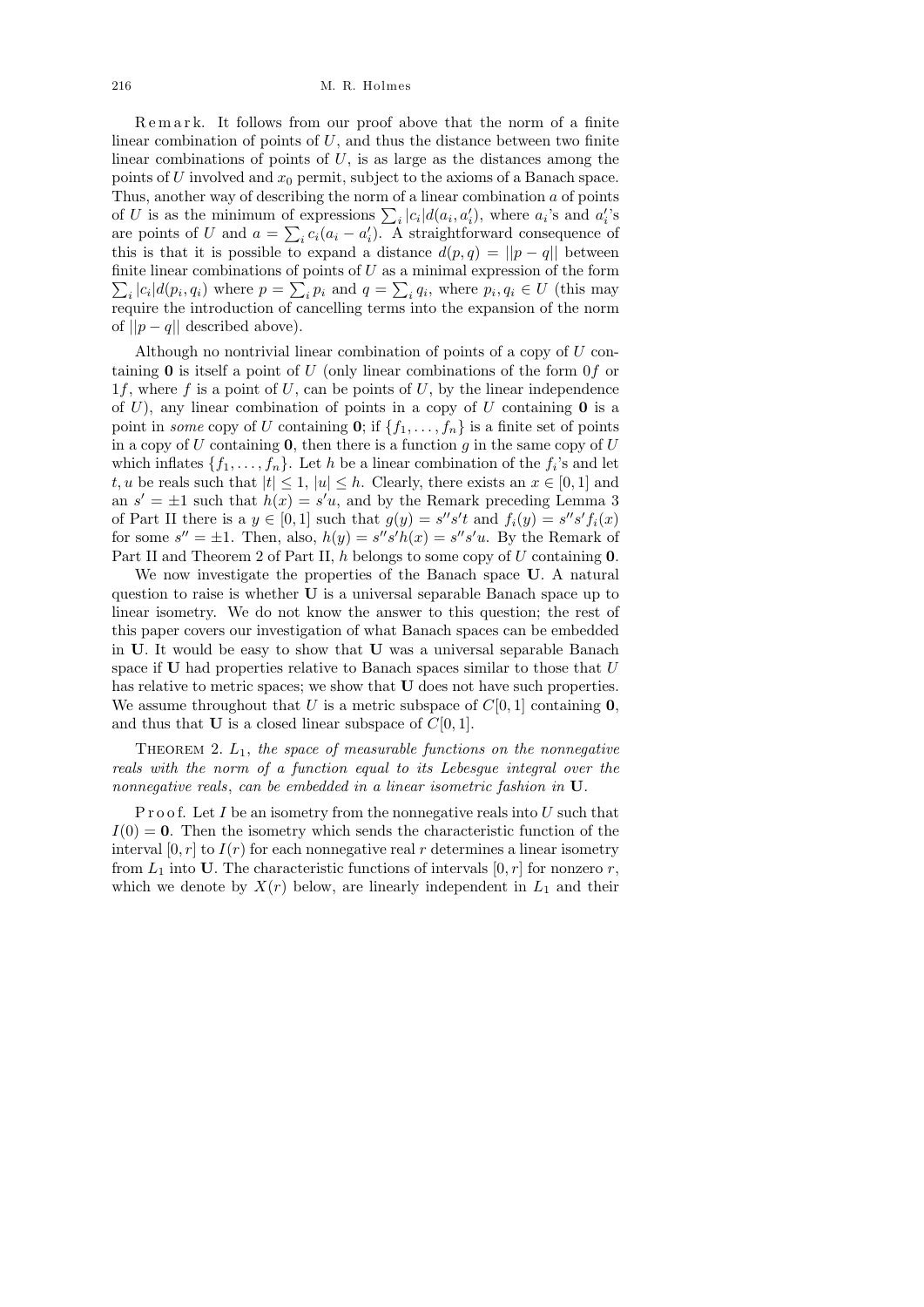R e m a r k. It follows from our proof above that the norm of a finite linear combination of points of $U$, and thus the distance between two finite linear combinations of points of $U$, is as large as the distances among the points of $U$ involved and $x_0$ permit, subject to the axioms of a Banach space. Thus, another way of describing the norm of a linear combination $a$ of points of $U$ is as the minimum of expressions $\sum_i |c_i| d(a_i, a_i')$, where $a_i$'s and $a_i'$'s are points of $U$ and $a = \sum_i c_i(a_i - a_i')$. A straightforward consequence of this is that it is possible to expand a distance $d(p, q) = ||p - q||$ between finite linear combinations of points of $U$ as a minimal expression of the form $\sum_i |c_i| d(p_i, q_i)$ where $p = \sum_i p_i$ and $q = \sum_i q_i$, where $p_i, q_i \in U$ (this may require the introduction of cancelling terms into the expansion of the norm of $||p - q||$ described above).

Although no nontrivial linear combination of points of a copy of $U$ containing $\mathbf{0}$ is itself a point of $U$ (only linear combinations of the form $0f$ or $1f$, where $f$ is a point of $U$, can be points of $U$, by the linear independence of $U$), any linear combination of points in a copy of $U$ containing $\mathbf{0}$ is a point in *some* copy of $U$ containing $\mathbf{0}$; if $\{f_1, \ldots, f_n\}$ is a finite set of points in a copy of $U$ containing $\mathbf{0}$, then there is a function $g$ in the same copy of $U$ which inflates $\{f_1, \ldots, f_n\}$. Let $h$ be a linear combination of the $f_i$'s and let $t, u$ be reals such that $|t| \le 1$, $|u| \le h$. Clearly, there exists an $x \in [0, 1]$ and an $s' = \pm 1$ such that $h(x) = s'u$, and by the Remark preceding Lemma 3 of Part II there is a $y \in [0, 1]$ such that $g(y) = s''s't$ and $f_i(y) = s''s'f_i(x)$ for some $s'' = \pm 1$. Then, also, $h(y) = s''s'h(x) = s''s'u$. By the Remark of Part II and Theorem 2 of Part II, $h$ belongs to some copy of $U$ containing $\mathbf{0}$.

We now investigate the properties of the Banach space $\mathbf{U}$. A natural question to raise is whether $\mathbf{U}$ is a universal separable Banach space up to linear isometry. We do not know the answer to this question; the rest of this paper covers our investigation of what Banach spaces can be embedded in $\mathbf{U}$. It would be easy to show that $\mathbf{U}$ was a universal separable Banach space if $\mathbf{U}$ had properties relative to Banach spaces similar to those that $U$ has relative to metric spaces; we show that $\mathbf{U}$ does not have such properties. We assume throughout that $U$ is a metric subspace of $C[0, 1]$ containing $\mathbf{0}$, and thus that $\mathbf{U}$ is a closed linear subspace of $C[0, 1]$.

THEOREM 2. *$L_1$, the space of measurable functions on the nonnegative reals with the norm of a function equal to its Lebesgue integral over the nonnegative reals, can be embedded in a linear isometric fashion in* $\mathbf{U}$.

P r o o f. Let $I$ be an isometry from the nonnegative reals into $U$ such that $I(0) = \mathbf{0}$. Then the isometry which sends the characteristic function of the interval $[0, r]$ to $I(r)$ for each nonnegative real $r$ determines a linear isometry from $L_1$ into $\mathbf{U}$. The characteristic functions of intervals $[0, r]$ for nonzero $r$, which we denote by $X(r)$ below, are linearly independent in $L_1$ and their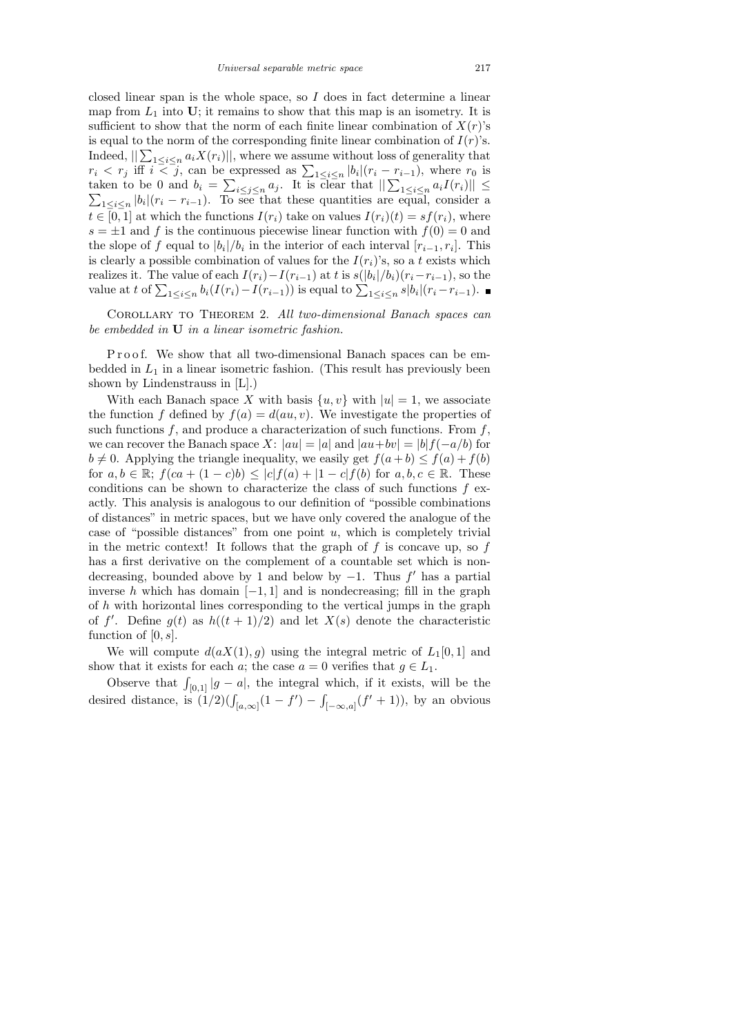closed linear span is the whole space, so $I$ does in fact determine a linear map from $L_1$ into $\mathbf{U}$; it remains to show that this map is an isometry. It is sufficient to show that the norm of each finite linear combination of $X(r)$'s is equal to the norm of the corresponding finite linear combination of $I(r)$'s. Indeed, $||\sum_{1\le i\le n} a_i X(r_i)||$, where we assume without loss of generality that $r_i < r_j$ iff $i < j$, can be expressed as $\sum_{1\le i\le n} |b_i|(r_i - r_{i-1})$, where $r_0$ is taken to be 0 and $b_i = \sum_{i\le j\le n} a_j$. It is clear that $||\sum_{1\le i\le n} a_i I(r_i)|| \le \sum_{1\le i\le n} |b_i|(r_i - r_{i-1})$. To see that these quantities are equal, consider a $t \in [0,1]$ at which the functions $I(r_i)$ take on values $I(r_i)(t) = sf(r_i)$, where $s = \pm 1$ and $f$ is the continuous piecewise linear function with $f(0) = 0$ and the slope of $f$ equal to $|b_i|/b_i$ in the interior of each interval $[r_{i-1}, r_i]$. This is clearly a possible combination of values for the $I(r_i)$'s, so a $t$ exists which realizes it. The value of each $I(r_i) - I(r_{i-1})$ at $t$ is $s(|b_i|/b_i)(r_i - r_{i-1})$, so the value at $t$ of $\sum_{1\le i\le n} b_i(I(r_i) - I(r_{i-1}))$ is equal to $\sum_{1\le i\le n} s|b_i|(r_i - r_{i-1})$. ∎

Corollary to Theorem 2. *All two-dimensional Banach spaces can be embedded in* $\mathbf{U}$ *in a linear isometric fashion.*

Proof. We show that all two-dimensional Banach spaces can be embedded in $L_1$ in a linear isometric fashion. (This result has previously been shown by Lindenstrauss in [L].)

With each Banach space $X$ with basis $\{u, v\}$ with $|u| = 1$, we associate the function $f$ defined by $f(a) = d(au, v)$. We investigate the properties of such functions $f$, and produce a characterization of such functions. From $f$, we can recover the Banach space $X$: $|au| = |a|$ and $|au + bv| = |b|f(-a/b)$ for $b \ne 0$. Applying the triangle inequality, we easily get $f(a+b) \le f(a) + f(b)$ for $a, b \in \mathbb{R}$; $f(ca + (1-c)b) \le |c|f(a) + |1-c|f(b)$ for $a, b, c \in \mathbb{R}$. These conditions can be shown to characterize the class of such functions $f$ exactly. This analysis is analogous to our definition of "possible combinations of distances" in metric spaces, but we have only covered the analogue of the case of "possible distances" from one point $u$, which is completely trivial in the metric context! It follows that the graph of $f$ is concave up, so $f$ has a first derivative on the complement of a countable set which is nondecreasing, bounded above by 1 and below by $-1$. Thus $f'$ has a partial inverse $h$ which has domain $[-1, 1]$ and is nondecreasing; fill in the graph of $h$ with horizontal lines corresponding to the vertical jumps in the graph of $f'$. Define $g(t)$ as $h((t+1)/2)$ and let $X(s)$ denote the characteristic function of $[0, s]$.

We will compute $d(aX(1), g)$ using the integral metric of $L_1[0,1]$ and show that it exists for each $a$; the case $a = 0$ verifies that $g \in L_1$.

Observe that $\int_{[0,1]} |g - a|$, the integral which, if it exists, will be the desired distance, is $(1/2)(\int_{[a,\infty]}(1 - f') - \int_{[-\infty,a]}(f' + 1))$, by an obvious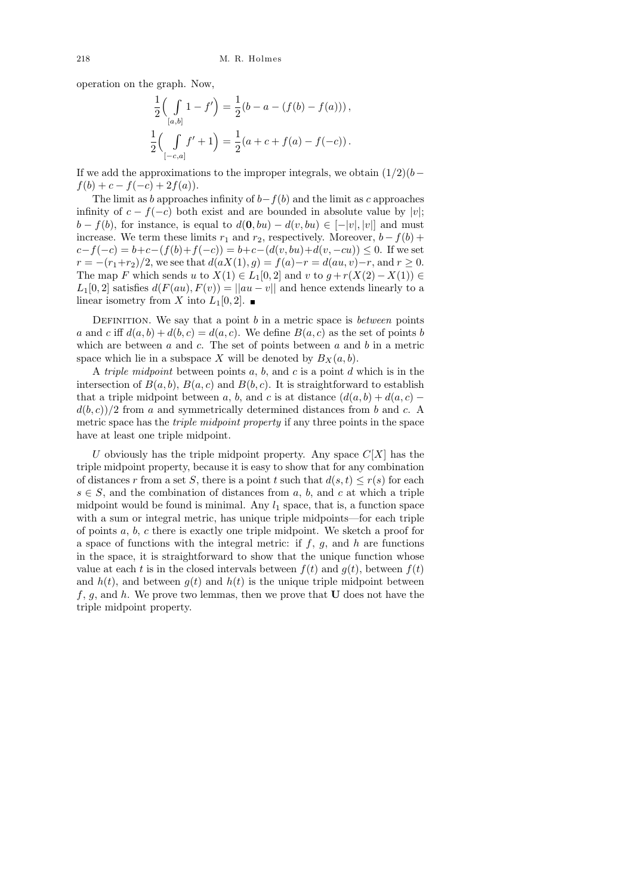operation on the graph. Now,

$$\frac{1}{2}\Big(\int_{[a,b]} 1 - f'\Big) = \frac{1}{2}(b - a - (f(b) - f(a)))\,,$$

$$\frac{1}{2}\Big(\int_{[-c,a]} f' + 1\Big) = \frac{1}{2}(a + c + f(a) - f(-c))\,.$$

If we add the approximations to the improper integrals, we obtain $(1/2)(b - f(b) + c - f(-c) + 2f(a))$.

The limit as $b$ approaches infinity of $b - f(b)$ and the limit as $c$ approaches infinity of $c - f(-c)$ both exist and are bounded in absolute value by $|v|$; $b - f(b)$, for instance, is equal to $d(\mathbf{0}, bu) - d(v, bu) \in [-|v|, |v|]$ and must increase. We term these limits $r_1$ and $r_2$, respectively. Moreover, $b - f(b) + c - f(-c) = b + c - (f(b) + f(-c)) = b + c - (d(v, bu) + d(v, -cu)) \le 0$. If we set $r = -(r_1 + r_2)/2$, we see that $d(aX(1), g) = f(a) - r = d(au, v) - r$, and $r \ge 0$. The map $F$ which sends $u$ to $X(1) \in L_1[0,2]$ and $v$ to $g + r(X(2) - X(1)) \in L_1[0,2]$ satisfies $d(F(au), F(v)) = ||au - v||$ and hence extends linearly to a linear isometry from $X$ into $L_1[0,2]$. ∎

Definition. We say that a point $b$ in a metric space is *between* points $a$ and $c$ iff $d(a,b) + d(b,c) = d(a,c)$. We define $B(a,c)$ as the set of points $b$ which are between $a$ and $c$. The set of points between $a$ and $b$ in a metric space which lie in a subspace $X$ will be denoted by $B_X(a,b)$.

A *triple midpoint* between points $a$, $b$, and $c$ is a point $d$ which is in the intersection of $B(a,b)$, $B(a,c)$ and $B(b,c)$. It is straightforward to establish that a triple midpoint between $a$, $b$, and $c$ is at distance $(d(a,b) + d(a,c) - d(b,c))/2$ from $a$ and symmetrically determined distances from $b$ and $c$. A metric space has the *triple midpoint property* if any three points in the space have at least one triple midpoint.

$U$ obviously has the triple midpoint property. Any space $C[X]$ has the triple midpoint property, because it is easy to show that for any combination of distances $r$ from a set $S$, there is a point $t$ such that $d(s,t) \le r(s)$ for each $s \in S$, and the combination of distances from $a$, $b$, and $c$ at which a triple midpoint would be found is minimal. Any $l_1$ space, that is, a function space with a sum or integral metric, has unique triple midpoints—for each triple of points $a$, $b$, $c$ there is exactly one triple midpoint. We sketch a proof for a space of functions with the integral metric: if $f$, $g$, and $h$ are functions in the space, it is straightforward to show that the unique function whose value at each $t$ is in the closed intervals between $f(t)$ and $g(t)$, between $f(t)$ and $h(t)$, and between $g(t)$ and $h(t)$ is the unique triple midpoint between $f$, $g$, and $h$. We prove two lemmas, then we prove that $\mathbf{U}$ does not have the triple midpoint property.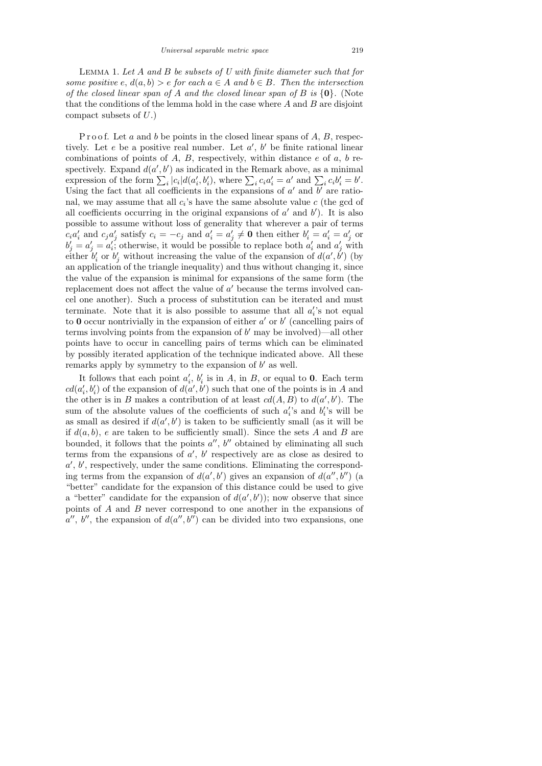Lemma 1. *Let $A$ and $B$ be subsets of $U$ with finite diameter such that for some positive $e$, $d(a,b) > e$ for each $a \in A$ and $b \in B$. Then the intersection of the closed linear span of $A$ and the closed linear span of $B$ is $\{\mathbf{0}\}$.* (Note that the conditions of the lemma hold in the case where $A$ and $B$ are disjoint compact subsets of $U$.)

Proof. Let $a$ and $b$ be points in the closed linear spans of $A$, $B$, respectively. Let $e$ be a positive real number. Let $a'$, $b'$ be finite rational linear combinations of points of $A$, $B$, respectively, within distance $e$ of $a$, $b$ respectively. Expand $d(a', b')$ as indicated in the Remark above, as a minimal expression of the form $\sum_i |c_i| d(a'_i, b'_i)$, where $\sum_i c_i a'_i = a'$ and $\sum_i c_i b'_i = b'$. Using the fact that all coefficients in the expansions of $a'$ and $b'$ are rational, we may assume that all $c_i$'s have the same absolute value $c$ (the gcd of all coefficients occurring in the original expansions of $a'$ and $b'$). It is also possible to assume without loss of generality that wherever a pair of terms $c_i a'_i$ and $c_j a'_j$ satisfy $c_i = -c_j$ and $a'_i = a'_j \neq \mathbf{0}$ then either $b'_i = a'_i = a'_j$ or $b'_j = a'_j = a'_i$; otherwise, it would be possible to replace both $a'_i$ and $a'_j$ with either $b'_i$ or $b'_j$ without increasing the value of the expansion of $d(a', b')$ (by an application of the triangle inequality) and thus without changing it, since the value of the expansion is minimal for expansions of the same form (the replacement does not affect the value of $a'$ because the terms involved cancel one another). Such a process of substitution can be iterated and must terminate. Note that it is also possible to assume that all $a'_i$'s not equal to $\mathbf{0}$ occur nontrivially in the expansion of either $a'$ or $b'$ (cancelling pairs of terms involving points from the expansion of $b'$ may be involved)—all other points have to occur in cancelling pairs of terms which can be eliminated by possibly iterated application of the technique indicated above. All these remarks apply by symmetry to the expansion of $b'$ as well.

It follows that each point $a'_i$, $b'_i$ is in $A$, in $B$, or equal to $\mathbf{0}$. Each term $cd(a'_i, b'_i)$ of the expansion of $d(a', b')$ such that one of the points is in $A$ and the other is in $B$ makes a contribution of at least $cd(A, B)$ to $d(a', b')$. The sum of the absolute values of the coefficients of such $a'_i$'s and $b'_i$'s will be as small as desired if $d(a', b')$ is taken to be sufficiently small (as it will be if $d(a, b)$, $e$ are taken to be sufficiently small). Since the sets $A$ and $B$ are bounded, it follows that the points $a''$, $b''$ obtained by eliminating all such terms from the expansions of $a'$, $b'$ respectively are as close as desired to $a'$, $b'$, respectively, under the same conditions. Eliminating the corresponding terms from the expansion of $d(a', b')$ gives an expansion of $d(a'', b'')$ (a "better" candidate for the expansion of this distance could be used to give a "better" candidate for the expansion of $d(a', b')$); now observe that since points of $A$ and $B$ never correspond to one another in the expansions of $a''$, $b''$, the expansion of $d(a'', b'')$ can be divided into two expansions, one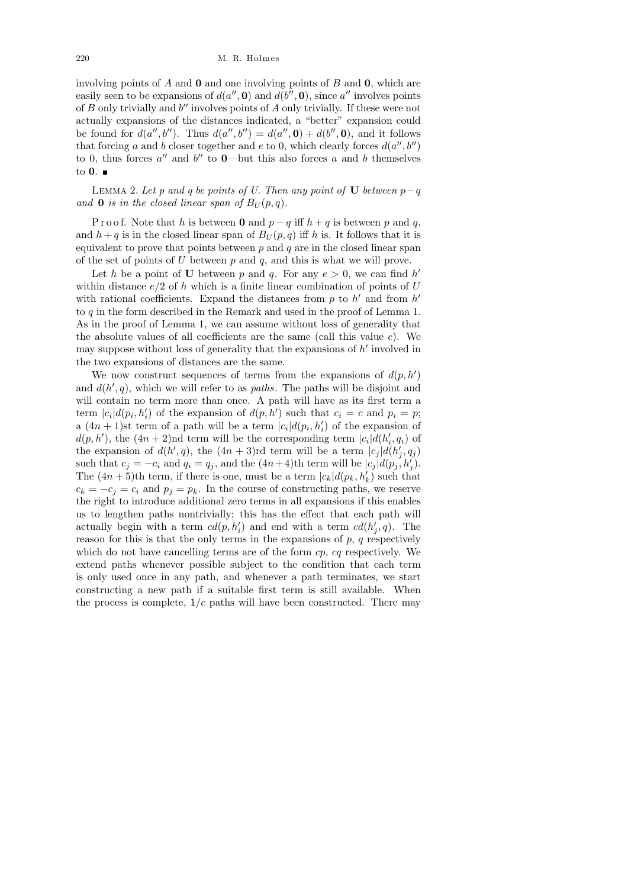involving points of $A$ and $\mathbf{0}$ and one involving points of $B$ and $\mathbf{0}$, which are easily seen to be expansions of $d(a'', \mathbf{0})$ and $d(b'', \mathbf{0})$, since $a''$ involves points of $B$ only trivially and $b''$ involves points of $A$ only trivially. If these were not actually expansions of the distances indicated, a "better" expansion could be found for $d(a'', b'')$. Thus $d(a'', b'') = d(a'', \mathbf{0}) + d(b'', \mathbf{0})$, and it follows that forcing $a$ and $b$ closer together and $e$ to 0, which clearly forces $d(a'', b'')$ to 0, thus forces $a''$ and $b''$ to $\mathbf{0}$—but this also forces $a$ and $b$ themselves to $\mathbf{0}$. ∎

LEMMA 2. *Let $p$ and $q$ be points of $U$. Then any point of $\mathbf{U}$ between $p - q$ and $\mathbf{0}$ is in the closed linear span of $B_U(p, q)$.*

Proof. Note that $h$ is between $\mathbf{0}$ and $p - q$ iff $h + q$ is between $p$ and $q$, and $h + q$ is in the closed linear span of $B_U(p, q)$ iff $h$ is. It follows that it is equivalent to prove that points between $p$ and $q$ are in the closed linear span of the set of points of $U$ between $p$ and $q$, and this is what we will prove.

Let $h$ be a point of $\mathbf{U}$ between $p$ and $q$. For any $e > 0$, we can find $h'$ within distance $e/2$ of $h$ which is a finite linear combination of points of $U$ with rational coefficients. Expand the distances from $p$ to $h'$ and from $h'$ to $q$ in the form described in the Remark and used in the proof of Lemma 1. As in the proof of Lemma 1, we can assume without loss of generality that the absolute values of all coefficients are the same (call this value $c$). We may suppose without loss of generality that the expansions of $h'$ involved in the two expansions of distances are the same.

We now construct sequences of terms from the expansions of $d(p, h')$ and $d(h', q)$, which we will refer to as *paths*. The paths will be disjoint and will contain no term more than once. A path will have as its first term a term $|c_i| d(p_i, h'_i)$ of the expansion of $d(p, h')$ such that $c_i = c$ and $p_i = p$; a $(4n+1)$st term of a path will be a term $|c_i| d(p_i, h'_i)$ of the expansion of $d(p, h')$, the $(4n+2)$nd term will be the corresponding term $|c_i| d(h'_i, q_i)$ of the expansion of $d(h', q)$, the $(4n+3)$rd term will be a term $|c_j| d(h'_j, q_j)$ such that $c_j = -c_i$ and $q_i = q_j$, and the $(4n+4)$th term will be $|c_j| d(p_j, h'_j)$. The $(4n+5)$th term, if there is one, must be a term $|c_k| d(p_k, h'_k)$ such that $c_k = -c_j = c_i$ and $p_j = p_k$. In the course of constructing paths, we reserve the right to introduce additional zero terms in all expansions if this enables us to lengthen paths nontrivially; this has the effect that each path will actually begin with a term $c d(p, h'_i)$ and end with a term $c d(h'_j, q)$. The reason for this is that the only terms in the expansions of $p$, $q$ respectively which do not have cancelling terms are of the form $cp$, $cq$ respectively. We extend paths whenever possible subject to the condition that each term is only used once in any path, and whenever a path terminates, we start constructing a new path if a suitable first term is still available. When the process is complete, $1/c$ paths will have been constructed. There may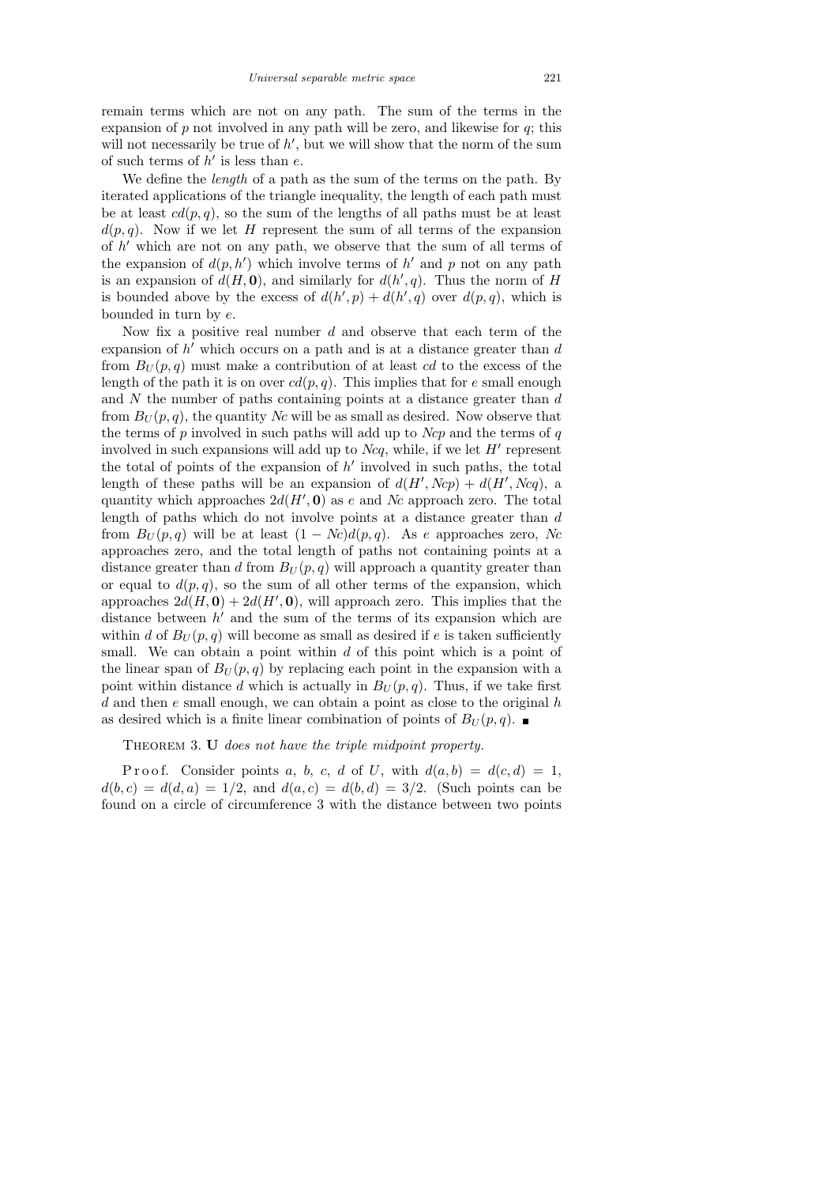remain terms which are not on any path. The sum of the terms in the expansion of $p$ not involved in any path will be zero, and likewise for $q$; this will not necessarily be true of $h'$, but we will show that the norm of the sum of such terms of $h'$ is less than $e$.

We define the *length* of a path as the sum of the terms on the path. By iterated applications of the triangle inequality, the length of each path must be at least $cd(p,q)$, so the sum of the lengths of all paths must be at least $d(p,q)$. Now if we let $H$ represent the sum of all terms of the expansion of $h'$ which are not on any path, we observe that the sum of all terms of the expansion of $d(p,h')$ which involve terms of $h'$ and $p$ not on any path is an expansion of $d(H,\mathbf{0})$, and similarly for $d(h',q)$. Thus the norm of $H$ is bounded above by the excess of $d(h',p)+d(h',q)$ over $d(p,q)$, which is bounded in turn by $e$.

Now fix a positive real number $d$ and observe that each term of the expansion of $h'$ which occurs on a path and is at a distance greater than $d$ from $B_U(p,q)$ must make a contribution of at least $cd$ to the excess of the length of the path it is on over $cd(p,q)$. This implies that for $e$ small enough and $N$ the number of paths containing points at a distance greater than $d$ from $B_U(p,q)$, the quantity $Nc$ will be as small as desired. Now observe that the terms of $p$ involved in such paths will add up to $Ncp$ and the terms of $q$ involved in such expansions will add up to $Ncq$, while, if we let $H'$ represent the total of points of the expansion of $h'$ involved in such paths, the total length of these paths will be an expansion of $d(H',Ncp)+d(H',Ncq)$, a quantity which approaches $2d(H',\mathbf{0})$ as $e$ and $Nc$ approach zero. The total length of paths which do not involve points at a distance greater than $d$ from $B_U(p,q)$ will be at least $(1-Nc)d(p,q)$. As $e$ approaches zero, $Nc$ approaches zero, and the total length of paths not containing points at a distance greater than $d$ from $B_U(p,q)$ will approach a quantity greater than or equal to $d(p,q)$, so the sum of all other terms of the expansion, which approaches $2d(H,\mathbf{0})+2d(H',\mathbf{0})$, will approach zero. This implies that the distance between $h'$ and the sum of the terms of its expansion which are within $d$ of $B_U(p,q)$ will become as small as desired if $e$ is taken sufficiently small. We can obtain a point within $d$ of this point which is a point of the linear span of $B_U(p,q)$ by replacing each point in the expansion with a point within distance $d$ which is actually in $B_U(p,q)$. Thus, if we take first $d$ and then $e$ small enough, we can obtain a point as close to the original $h$ as desired which is a finite linear combination of points of $B_U(p,q)$. ∎

THEOREM 3. **U** *does not have the triple midpoint property.*

Proof. Consider points $a$, $b$, $c$, $d$ of $U$, with $d(a,b)=d(c,d)=1$, $d(b,c)=d(d,a)=1/2$, and $d(a,c)=d(b,d)=3/2$. (Such points can be found on a circle of circumference 3 with the distance between two points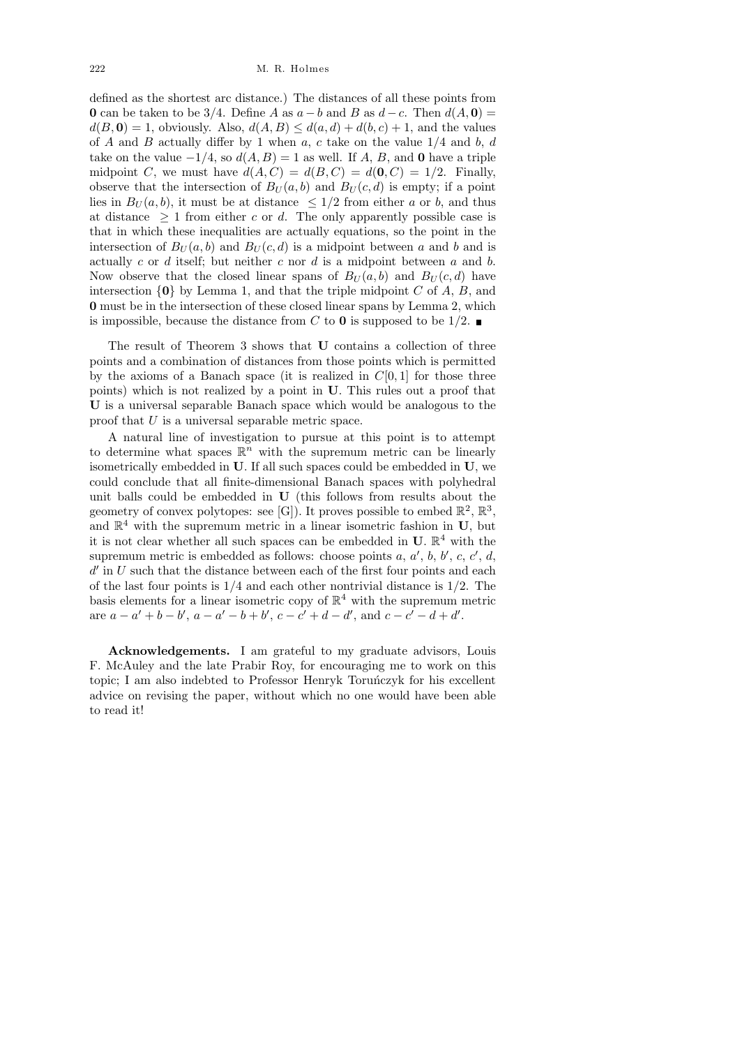defined as the shortest arc distance.) The distances of all these points from $\mathbf{0}$ can be taken to be $3/4$. Define $A$ as $a - b$ and $B$ as $d - c$. Then $d(A, \mathbf{0}) = d(B, \mathbf{0}) = 1$, obviously. Also, $d(A, B) \leq d(a, d) + d(b, c) + 1$, and the values of $A$ and $B$ actually differ by 1 when $a$, $c$ take on the value $1/4$ and $b$, $d$ take on the value $-1/4$, so $d(A, B) = 1$ as well. If $A$, $B$, and $\mathbf{0}$ have a triple midpoint $C$, we must have $d(A, C) = d(B, C) = d(\mathbf{0}, C) = 1/2$. Finally, observe that the intersection of $B_U(a, b)$ and $B_U(c, d)$ is empty; if a point lies in $B_U(a, b)$, it must be at distance $\leq 1/2$ from either $a$ or $b$, and thus at distance $\geq 1$ from either $c$ or $d$. The only apparently possible case is that in which these inequalities are actually equations, so the point in the intersection of $B_U(a, b)$ and $B_U(c, d)$ is a midpoint between $a$ and $b$ and is actually $c$ or $d$ itself; but neither $c$ nor $d$ is a midpoint between $a$ and $b$. Now observe that the closed linear spans of $B_U(a, b)$ and $B_U(c, d)$ have intersection $\{\mathbf{0}\}$ by Lemma 1, and that the triple midpoint $C$ of $A$, $B$, and $\mathbf{0}$ must be in the intersection of these closed linear spans by Lemma 2, which is impossible, because the distance from $C$ to $\mathbf{0}$ is supposed to be $1/2$. ∎

The result of Theorem 3 shows that $\mathbf{U}$ contains a collection of three points and a combination of distances from those points which is permitted by the axioms of a Banach space (it is realized in $C[0, 1]$ for those three points) which is not realized by a point in $\mathbf{U}$. This rules out a proof that $\mathbf{U}$ is a universal separable Banach space which would be analogous to the proof that $U$ is a universal separable metric space.

A natural line of investigation to pursue at this point is to attempt to determine what spaces $\mathbb{R}^n$ with the supremum metric can be linearly isometrically embedded in $\mathbf{U}$. If all such spaces could be embedded in $\mathbf{U}$, we could conclude that all finite-dimensional Banach spaces with polyhedral unit balls could be embedded in $\mathbf{U}$ (this follows from results about the geometry of convex polytopes: see [G]). It proves possible to embed $\mathbb{R}^2$, $\mathbb{R}^3$, and $\mathbb{R}^4$ with the supremum metric in a linear isometric fashion in $\mathbf{U}$, but it is not clear whether all such spaces can be embedded in $\mathbf{U}$. $\mathbb{R}^4$ with the supremum metric is embedded as follows: choose points $a$, $a'$, $b$, $b'$, $c$, $c'$, $d$, $d'$ in $U$ such that the distance between each of the first four points and each of the last four points is $1/4$ and each other nontrivial distance is $1/2$. The basis elements for a linear isometric copy of $\mathbb{R}^4$ with the supremum metric are $a - a' + b - b'$, $a - a' - b + b'$, $c - c' + d - d'$, and $c - c' - d + d'$.

**Acknowledgements.** I am grateful to my graduate advisors, Louis F. McAuley and the late Prabir Roy, for encouraging me to work on this topic; I am also indebted to Professor Henryk Toruńczyk for his excellent advice on revising the paper, without which no one would have been able to read it!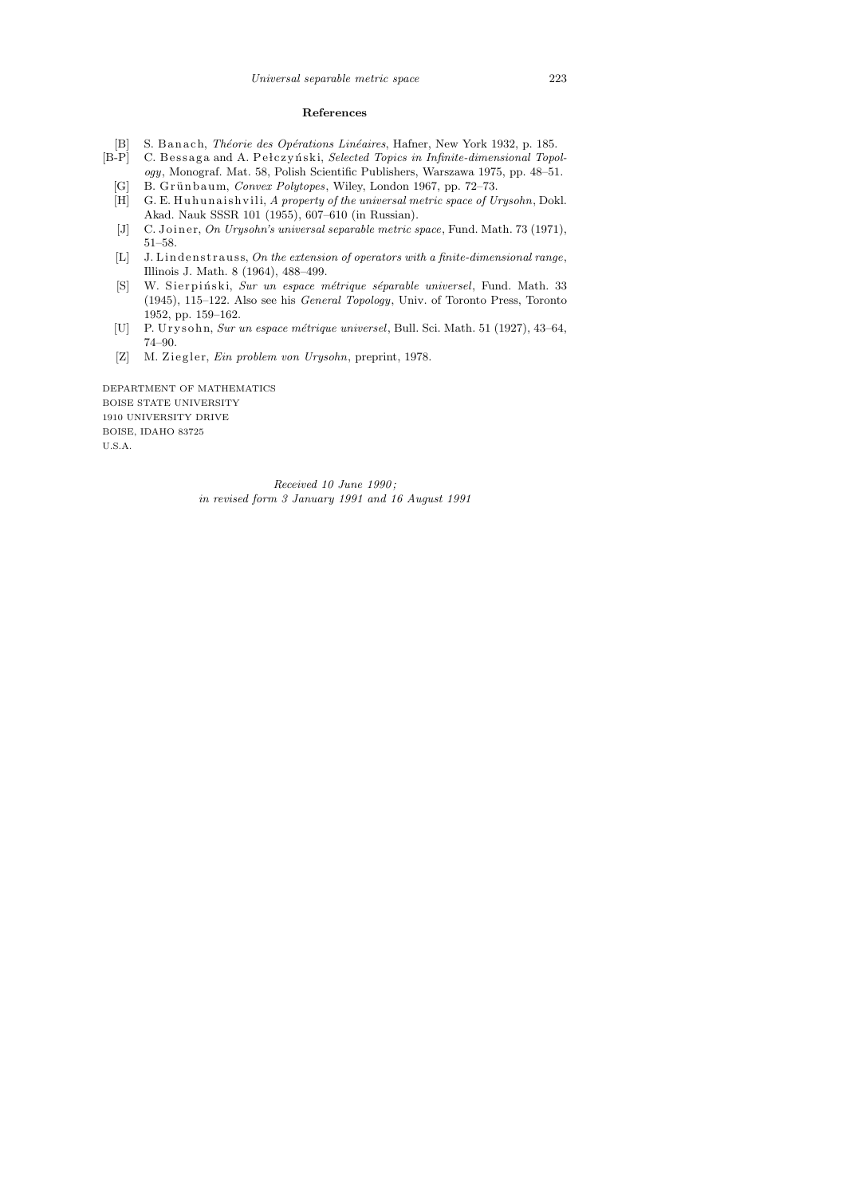## References

[B] S. Banach, *Théorie des Opérations Linéaires*, Hafner, New York 1932, p. 185.

[B-P] C. Bessaga and A. Pełczyński, *Selected Topics in Infinite-dimensional Topology*, Monograf. Mat. 58, Polish Scientific Publishers, Warszawa 1975, pp. 48–51.

[G] B. Grünbaum, *Convex Polytopes*, Wiley, London 1967, pp. 72–73.

[H] G. E. Huhunaishvili, *A property of the universal metric space of Urysohn*, Dokl. Akad. Nauk SSSR 101 (1955), 607–610 (in Russian).

[J] C. Joiner, *On Urysohn's universal separable metric space*, Fund. Math. 73 (1971), 51–58.

[L] J. Lindenstrauss, *On the extension of operators with a finite-dimensional range*, Illinois J. Math. 8 (1964), 488–499.

[S] W. Sierpiński, *Sur un espace métrique séparable universel*, Fund. Math. 33 (1945), 115–122. Also see his *General Topology*, Univ. of Toronto Press, Toronto 1952, pp. 159–162.

[U] P. Urysohn, *Sur un espace métrique universel*, Bull. Sci. Math. 51 (1927), 43–64, 74–90.

[Z] M. Ziegler, *Ein problem von Urysohn*, preprint, 1978.

DEPARTMENT OF MATHEMATICS
BOISE STATE UNIVERSITY
1910 UNIVERSITY DRIVE
BOISE, IDAHO 83725
U.S.A.

*Received 10 June 1990;*
*in revised form 3 January 1991 and 16 August 1991*